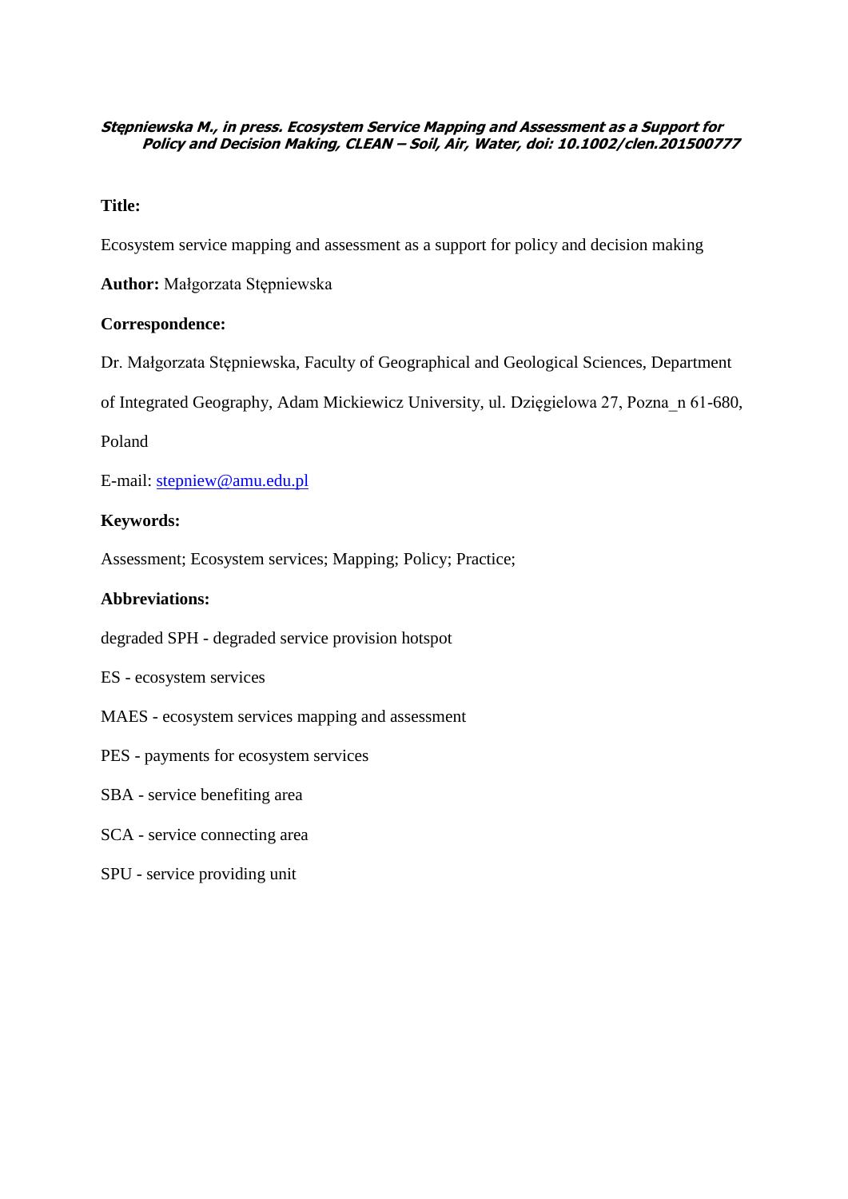***Stępniewska M., in press. Ecosystem Service Mapping and Assessment as a Support for Policy and Decision Making, CLEAN – Soil, Air, Water, doi: 10.1002/clen.201500777***

**Title:**

Ecosystem service mapping and assessment as a support for policy and decision making

**Author:** Małgorzata Stępniewska

**Correspondence:**

Dr. Małgorzata Stępniewska, Faculty of Geographical and Geological Sciences, Department of Integrated Geography, Adam Mickiewicz University, ul. Dzięgielowa 27, Pozna_n 61-680, Poland

E-mail: stepniew@amu.edu.pl

**Keywords:**

Assessment; Ecosystem services; Mapping; Policy; Practice;

**Abbreviations:**

degraded SPH - degraded service provision hotspot

ES - ecosystem services

MAES - ecosystem services mapping and assessment

PES - payments for ecosystem services

SBA - service benefiting area

SCA - service connecting area

SPU - service providing unit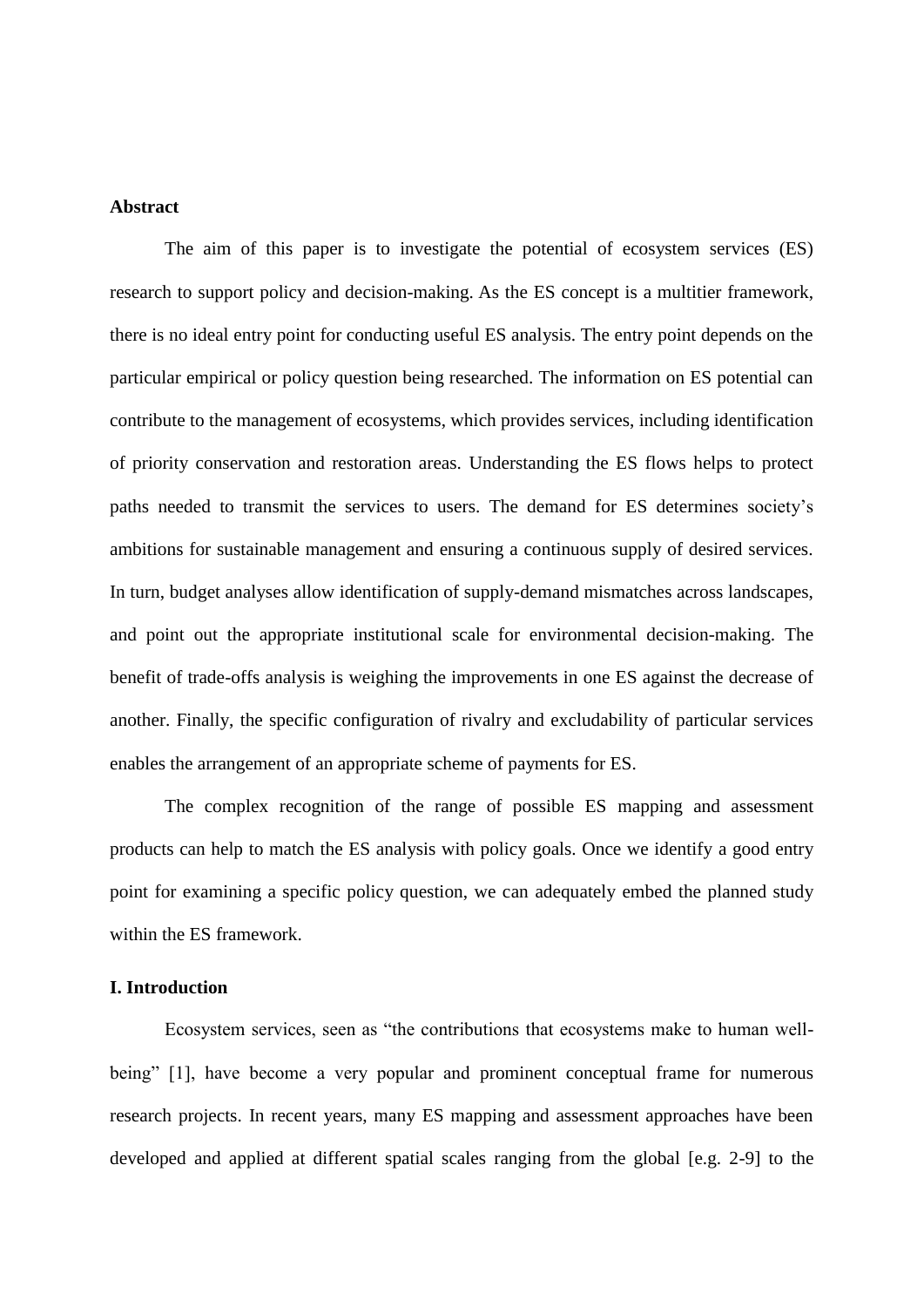**Abstract**

The aim of this paper is to investigate the potential of ecosystem services (ES) research to support policy and decision-making. As the ES concept is a multitier framework, there is no ideal entry point for conducting useful ES analysis. The entry point depends on the particular empirical or policy question being researched. The information on ES potential can contribute to the management of ecosystems, which provides services, including identification of priority conservation and restoration areas. Understanding the ES flows helps to protect paths needed to transmit the services to users. The demand for ES determines society's ambitions for sustainable management and ensuring a continuous supply of desired services. In turn, budget analyses allow identification of supply-demand mismatches across landscapes, and point out the appropriate institutional scale for environmental decision-making. The benefit of trade-offs analysis is weighing the improvements in one ES against the decrease of another. Finally, the specific configuration of rivalry and excludability of particular services enables the arrangement of an appropriate scheme of payments for ES.

The complex recognition of the range of possible ES mapping and assessment products can help to match the ES analysis with policy goals. Once we identify a good entry point for examining a specific policy question, we can adequately embed the planned study within the ES framework.

## I. Introduction

Ecosystem services, seen as "the contributions that ecosystems make to human well-being" [1], have become a very popular and prominent conceptual frame for numerous research projects. In recent years, many ES mapping and assessment approaches have been developed and applied at different spatial scales ranging from the global [e.g. 2-9] to the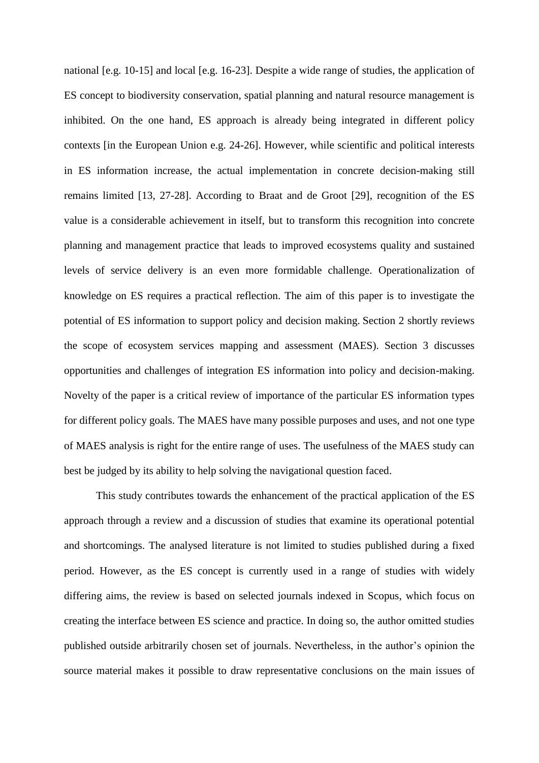national [e.g. 10-15] and local [e.g. 16-23]. Despite a wide range of studies, the application of ES concept to biodiversity conservation, spatial planning and natural resource management is inhibited. On the one hand, ES approach is already being integrated in different policy contexts [in the European Union e.g. 24-26]. However, while scientific and political interests in ES information increase, the actual implementation in concrete decision-making still remains limited [13, 27-28]. According to Braat and de Groot [29], recognition of the ES value is a considerable achievement in itself, but to transform this recognition into concrete planning and management practice that leads to improved ecosystems quality and sustained levels of service delivery is an even more formidable challenge. Operationalization of knowledge on ES requires a practical reflection. The aim of this paper is to investigate the potential of ES information to support policy and decision making. Section 2 shortly reviews the scope of ecosystem services mapping and assessment (MAES). Section 3 discusses opportunities and challenges of integration ES information into policy and decision-making. Novelty of the paper is a critical review of importance of the particular ES information types for different policy goals. The MAES have many possible purposes and uses, and not one type of MAES analysis is right for the entire range of uses. The usefulness of the MAES study can best be judged by its ability to help solving the navigational question faced.

This study contributes towards the enhancement of the practical application of the ES approach through a review and a discussion of studies that examine its operational potential and shortcomings. The analysed literature is not limited to studies published during a fixed period. However, as the ES concept is currently used in a range of studies with widely differing aims, the review is based on selected journals indexed in Scopus, which focus on creating the interface between ES science and practice. In doing so, the author omitted studies published outside arbitrarily chosen set of journals. Nevertheless, in the author's opinion the source material makes it possible to draw representative conclusions on the main issues of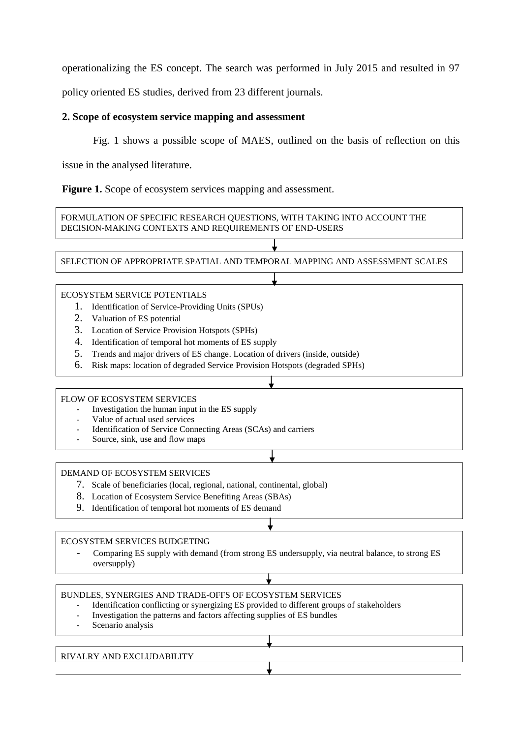operationalizing the ES concept. The search was performed in July 2015 and resulted in 97 policy oriented ES studies, derived from 23 different journals.

## 2. Scope of ecosystem service mapping and assessment

Fig. 1 shows a possible scope of MAES, outlined on the basis of reflection on this issue in the analysed literature.

**Figure 1.** Scope of ecosystem services mapping and assessment.

FORMULATION OF SPECIFIC RESEARCH QUESTIONS, WITH TAKING INTO ACCOUNT THE DECISION-MAKING CONTEXTS AND REQUIREMENTS OF END-USERS

↓

SELECTION OF APPROPRIATE SPATIAL AND TEMPORAL MAPPING AND ASSESSMENT SCALES

↓

ECOSYSTEM SERVICE POTENTIALS

1. Identification of Service-Providing Units (SPUs)
2. Valuation of ES potential
3. Location of Service Provision Hotspots (SPHs)
4. Identification of temporal hot moments of ES supply
5. Trends and major drivers of ES change. Location of drivers (inside, outside)
6. Risk maps: location of degraded Service Provision Hotspots (degraded SPHs)

↓

FLOW OF ECOSYSTEM SERVICES

- Investigation the human input in the ES supply
- Value of actual used services
- Identification of Service Connecting Areas (SCAs) and carriers
- Source, sink, use and flow maps

↓

DEMAND OF ECOSYSTEM SERVICES

7. Scale of beneficiaries (local, regional, national, continental, global)
8. Location of Ecosystem Service Benefiting Areas (SBAs)
9. Identification of temporal hot moments of ES demand

↓

ECOSYSTEM SERVICES BUDGETING

- Comparing ES supply with demand (from strong ES undersupply, via neutral balance, to strong ES oversupply)

↓

BUNDLES, SYNERGIES AND TRADE-OFFS OF ECOSYSTEM SERVICES

- Identification conflicting or synergizing ES provided to different groups of stakeholders
- Investigation the patterns and factors affecting supplies of ES bundles
- Scenario analysis

↓

RIVALRY AND EXCLUDABILITY

↓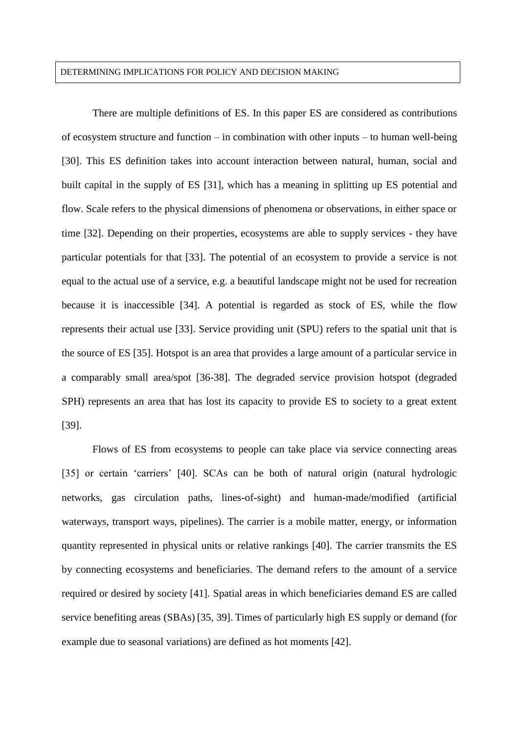There are multiple definitions of ES. In this paper ES are considered as contributions of ecosystem structure and function – in combination with other inputs – to human well-being [30]. This ES definition takes into account interaction between natural, human, social and built capital in the supply of ES [31], which has a meaning in splitting up ES potential and flow. Scale refers to the physical dimensions of phenomena or observations, in either space or time [32]. Depending on their properties, ecosystems are able to supply services - they have particular potentials for that [33]. The potential of an ecosystem to provide a service is not equal to the actual use of a service, e.g. a beautiful landscape might not be used for recreation because it is inaccessible [34]. A potential is regarded as stock of ES, while the flow represents their actual use [33]. Service providing unit (SPU) refers to the spatial unit that is the source of ES [35]. Hotspot is an area that provides a large amount of a particular service in a comparably small area/spot [36-38]. The degraded service provision hotspot (degraded SPH) represents an area that has lost its capacity to provide ES to society to a great extent [39].

Flows of ES from ecosystems to people can take place via service connecting areas [35] or certain 'carriers' [40]. SCAs can be both of natural origin (natural hydrologic networks, gas circulation paths, lines-of-sight) and human-made/modified (artificial waterways, transport ways, pipelines). The carrier is a mobile matter, energy, or information quantity represented in physical units or relative rankings [40]. The carrier transmits the ES by connecting ecosystems and beneficiaries. The demand refers to the amount of a service required or desired by society [41]. Spatial areas in which beneficiaries demand ES are called service benefiting areas (SBAs) [35, 39]. Times of particularly high ES supply or demand (for example due to seasonal variations) are defined as hot moments [42].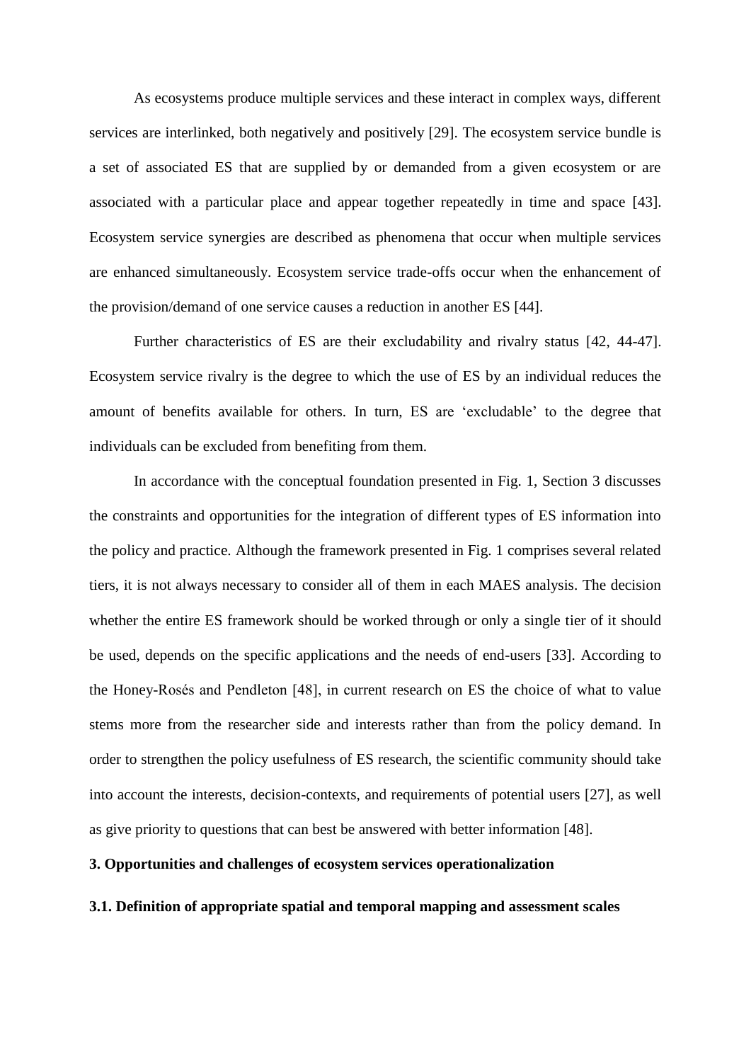As ecosystems produce multiple services and these interact in complex ways, different services are interlinked, both negatively and positively [29]. The ecosystem service bundle is a set of associated ES that are supplied by or demanded from a given ecosystem or are associated with a particular place and appear together repeatedly in time and space [43]. Ecosystem service synergies are described as phenomena that occur when multiple services are enhanced simultaneously. Ecosystem service trade-offs occur when the enhancement of the provision/demand of one service causes a reduction in another ES [44].

Further characteristics of ES are their excludability and rivalry status [42, 44-47]. Ecosystem service rivalry is the degree to which the use of ES by an individual reduces the amount of benefits available for others. In turn, ES are 'excludable' to the degree that individuals can be excluded from benefiting from them.

In accordance with the conceptual foundation presented in Fig. 1, Section 3 discusses the constraints and opportunities for the integration of different types of ES information into the policy and practice. Although the framework presented in Fig. 1 comprises several related tiers, it is not always necessary to consider all of them in each MAES analysis. The decision whether the entire ES framework should be worked through or only a single tier of it should be used, depends on the specific applications and the needs of end-users [33]. According to the Honey-Rosés and Pendleton [48], in current research on ES the choice of what to value stems more from the researcher side and interests rather than from the policy demand. In order to strengthen the policy usefulness of ES research, the scientific community should take into account the interests, decision-contexts, and requirements of potential users [27], as well as give priority to questions that can best be answered with better information [48].

## 3. Opportunities and challenges of ecosystem services operationalization

### 3.1. Definition of appropriate spatial and temporal mapping and assessment scales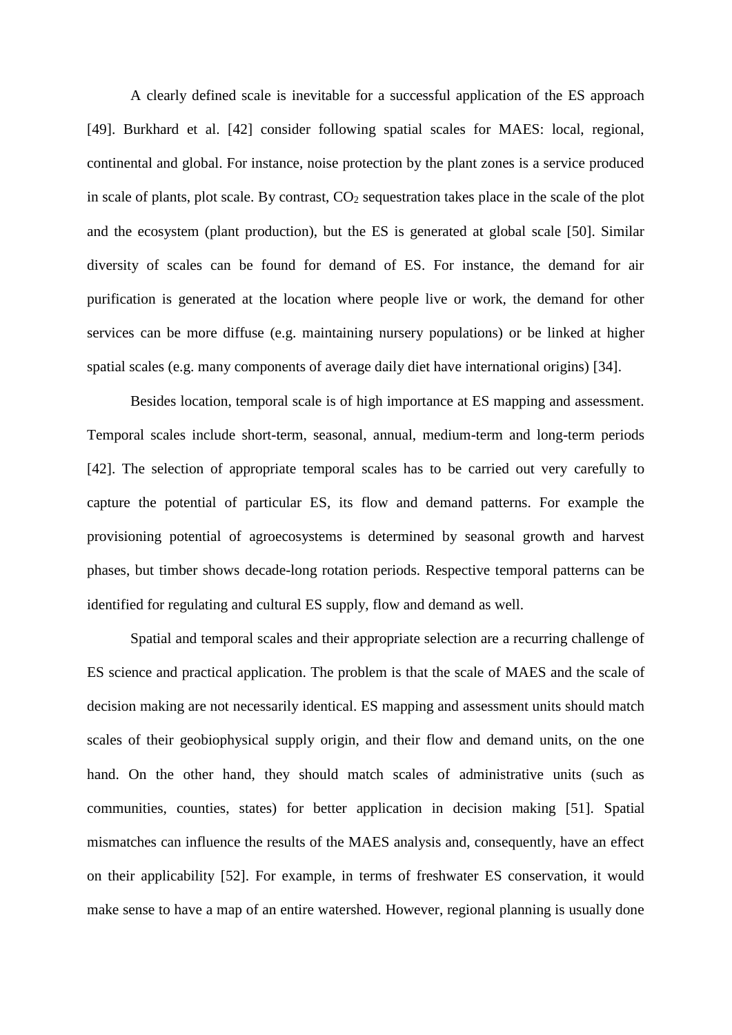A clearly defined scale is inevitable for a successful application of the ES approach [49]. Burkhard et al. [42] consider following spatial scales for MAES: local, regional, continental and global. For instance, noise protection by the plant zones is a service produced in scale of plants, plot scale. By contrast, $CO_2$ sequestration takes place in the scale of the plot and the ecosystem (plant production), but the ES is generated at global scale [50]. Similar diversity of scales can be found for demand of ES. For instance, the demand for air purification is generated at the location where people live or work, the demand for other services can be more diffuse (e.g. maintaining nursery populations) or be linked at higher spatial scales (e.g. many components of average daily diet have international origins) [34].

Besides location, temporal scale is of high importance at ES mapping and assessment. Temporal scales include short-term, seasonal, annual, medium-term and long-term periods [42]. The selection of appropriate temporal scales has to be carried out very carefully to capture the potential of particular ES, its flow and demand patterns. For example the provisioning potential of agroecosystems is determined by seasonal growth and harvest phases, but timber shows decade-long rotation periods. Respective temporal patterns can be identified for regulating and cultural ES supply, flow and demand as well.

Spatial and temporal scales and their appropriate selection are a recurring challenge of ES science and practical application. The problem is that the scale of MAES and the scale of decision making are not necessarily identical. ES mapping and assessment units should match scales of their geobiophysical supply origin, and their flow and demand units, on the one hand. On the other hand, they should match scales of administrative units (such as communities, counties, states) for better application in decision making [51]. Spatial mismatches can influence the results of the MAES analysis and, consequently, have an effect on their applicability [52]. For example, in terms of freshwater ES conservation, it would make sense to have a map of an entire watershed. However, regional planning is usually done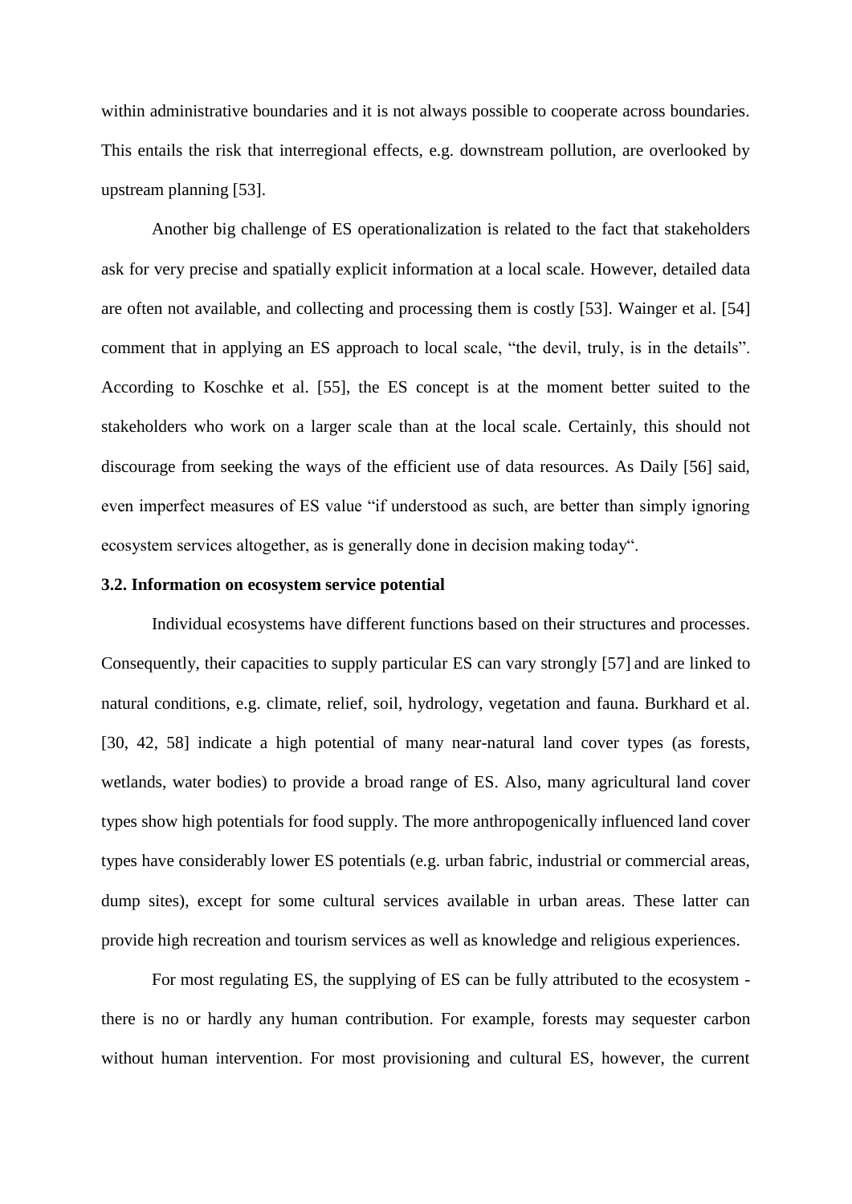within administrative boundaries and it is not always possible to cooperate across boundaries. This entails the risk that interregional effects, e.g. downstream pollution, are overlooked by upstream planning [53].

Another big challenge of ES operationalization is related to the fact that stakeholders ask for very precise and spatially explicit information at a local scale. However, detailed data are often not available, and collecting and processing them is costly [53]. Wainger et al. [54] comment that in applying an ES approach to local scale, "the devil, truly, is in the details". According to Koschke et al. [55], the ES concept is at the moment better suited to the stakeholders who work on a larger scale than at the local scale. Certainly, this should not discourage from seeking the ways of the efficient use of data resources. As Daily [56] said, even imperfect measures of ES value "if understood as such, are better than simply ignoring ecosystem services altogether, as is generally done in decision making today".

### 3.2. Information on ecosystem service potential

Individual ecosystems have different functions based on their structures and processes. Consequently, their capacities to supply particular ES can vary strongly [57] and are linked to natural conditions, e.g. climate, relief, soil, hydrology, vegetation and fauna. Burkhard et al. [30, 42, 58] indicate a high potential of many near-natural land cover types (as forests, wetlands, water bodies) to provide a broad range of ES. Also, many agricultural land cover types show high potentials for food supply. The more anthropogenically influenced land cover types have considerably lower ES potentials (e.g. urban fabric, industrial or commercial areas, dump sites), except for some cultural services available in urban areas. These latter can provide high recreation and tourism services as well as knowledge and religious experiences.

For most regulating ES, the supplying of ES can be fully attributed to the ecosystem - there is no or hardly any human contribution. For example, forests may sequester carbon without human intervention. For most provisioning and cultural ES, however, the current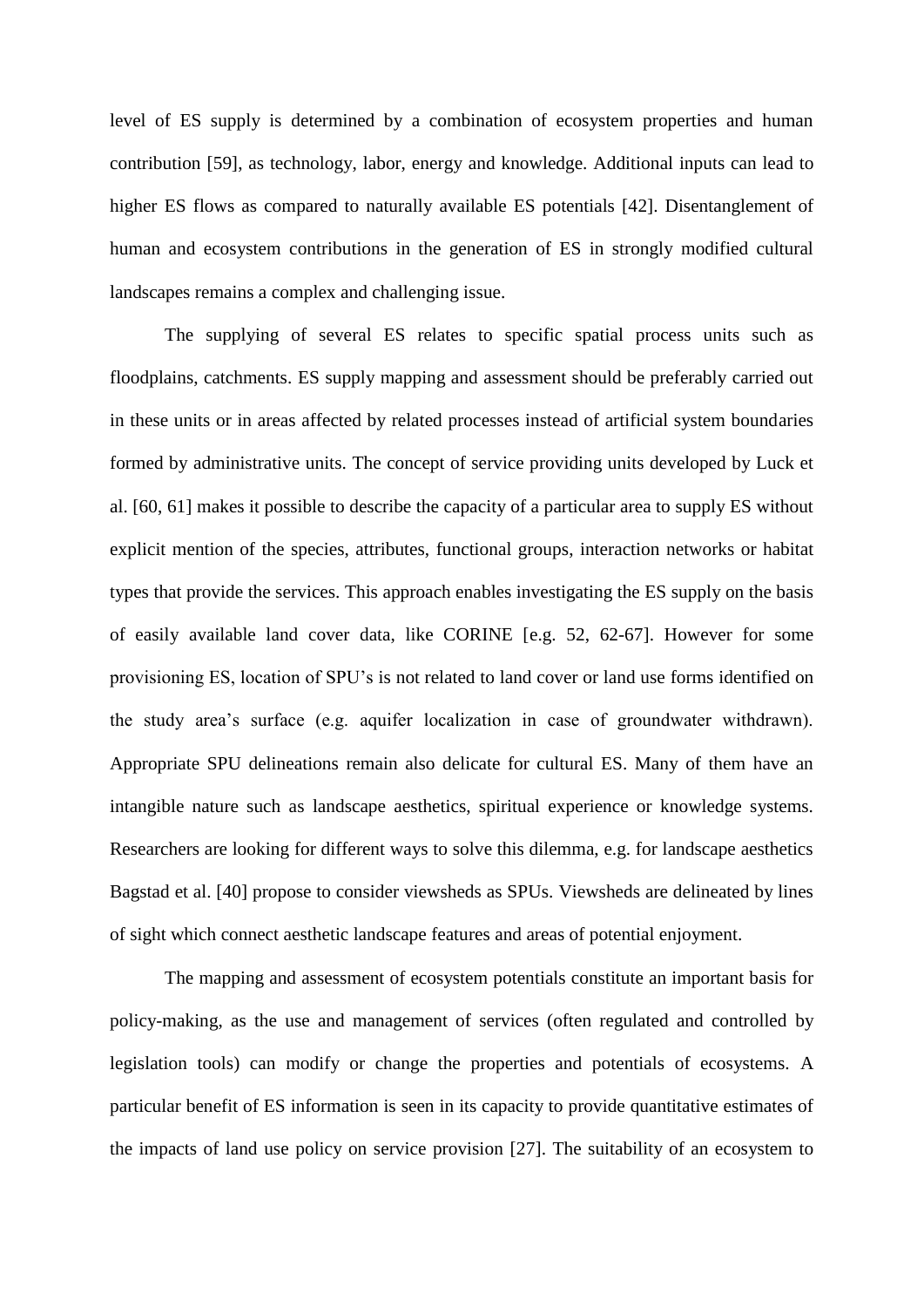level of ES supply is determined by a combination of ecosystem properties and human contribution [59], as technology, labor, energy and knowledge. Additional inputs can lead to higher ES flows as compared to naturally available ES potentials [42]. Disentanglement of human and ecosystem contributions in the generation of ES in strongly modified cultural landscapes remains a complex and challenging issue.

The supplying of several ES relates to specific spatial process units such as floodplains, catchments. ES supply mapping and assessment should be preferably carried out in these units or in areas affected by related processes instead of artificial system boundaries formed by administrative units. The concept of service providing units developed by Luck et al. [60, 61] makes it possible to describe the capacity of a particular area to supply ES without explicit mention of the species, attributes, functional groups, interaction networks or habitat types that provide the services. This approach enables investigating the ES supply on the basis of easily available land cover data, like CORINE [e.g. 52, 62-67]. However for some provisioning ES, location of SPU's is not related to land cover or land use forms identified on the study area's surface (e.g. aquifer localization in case of groundwater withdrawn). Appropriate SPU delineations remain also delicate for cultural ES. Many of them have an intangible nature such as landscape aesthetics, spiritual experience or knowledge systems. Researchers are looking for different ways to solve this dilemma, e.g. for landscape aesthetics Bagstad et al. [40] propose to consider viewsheds as SPUs. Viewsheds are delineated by lines of sight which connect aesthetic landscape features and areas of potential enjoyment.

The mapping and assessment of ecosystem potentials constitute an important basis for policy-making, as the use and management of services (often regulated and controlled by legislation tools) can modify or change the properties and potentials of ecosystems. A particular benefit of ES information is seen in its capacity to provide quantitative estimates of the impacts of land use policy on service provision [27]. The suitability of an ecosystem to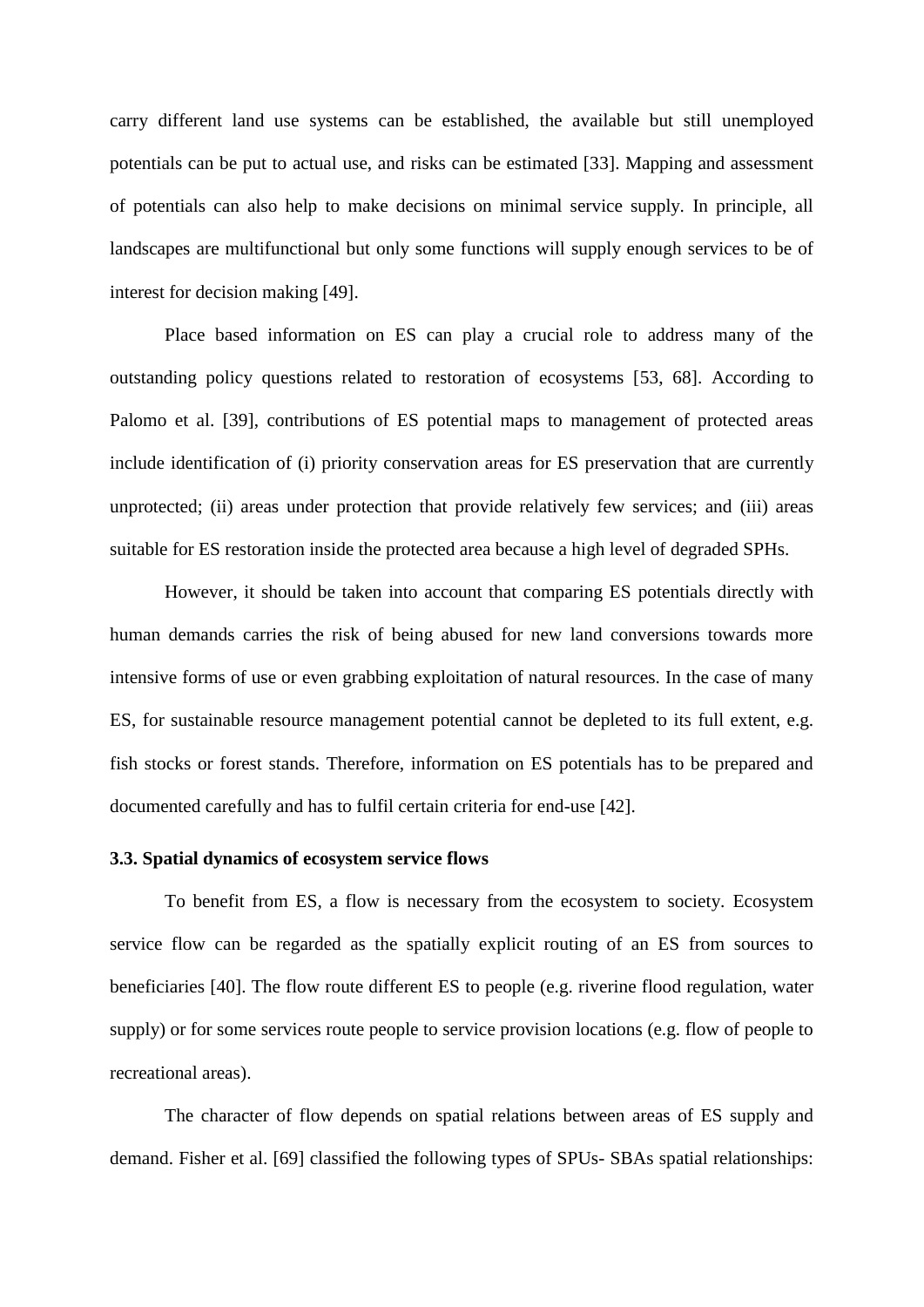carry different land use systems can be established, the available but still unemployed potentials can be put to actual use, and risks can be estimated [33]. Mapping and assessment of potentials can also help to make decisions on minimal service supply. In principle, all landscapes are multifunctional but only some functions will supply enough services to be of interest for decision making [49].

Place based information on ES can play a crucial role to address many of the outstanding policy questions related to restoration of ecosystems [53, 68]. According to Palomo et al. [39], contributions of ES potential maps to management of protected areas include identification of (i) priority conservation areas for ES preservation that are currently unprotected; (ii) areas under protection that provide relatively few services; and (iii) areas suitable for ES restoration inside the protected area because a high level of degraded SPHs.

However, it should be taken into account that comparing ES potentials directly with human demands carries the risk of being abused for new land conversions towards more intensive forms of use or even grabbing exploitation of natural resources. In the case of many ES, for sustainable resource management potential cannot be depleted to its full extent, e.g. fish stocks or forest stands. Therefore, information on ES potentials has to be prepared and documented carefully and has to fulfil certain criteria for end-use [42].

### 3.3. Spatial dynamics of ecosystem service flows

To benefit from ES, a flow is necessary from the ecosystem to society. Ecosystem service flow can be regarded as the spatially explicit routing of an ES from sources to beneficiaries [40]. The flow route different ES to people (e.g. riverine flood regulation, water supply) or for some services route people to service provision locations (e.g. flow of people to recreational areas).

The character of flow depends on spatial relations between areas of ES supply and demand. Fisher et al. [69] classified the following types of SPUs- SBAs spatial relationships: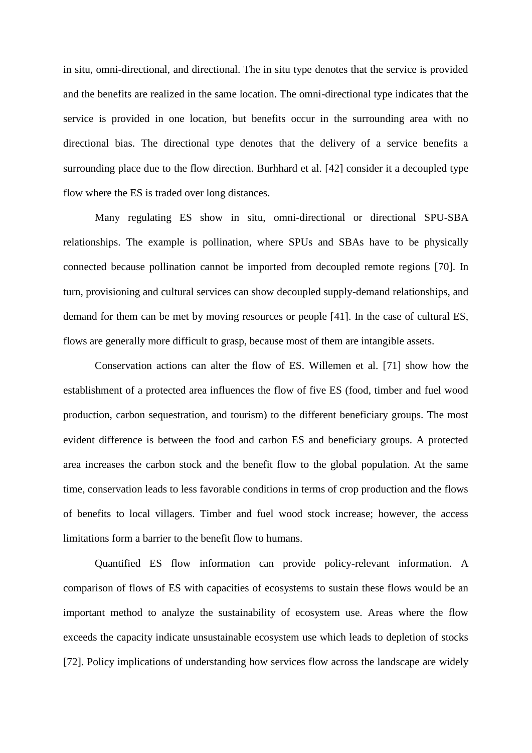in situ, omni-directional, and directional. The in situ type denotes that the service is provided and the benefits are realized in the same location. The omni-directional type indicates that the service is provided in one location, but benefits occur in the surrounding area with no directional bias. The directional type denotes that the delivery of a service benefits a surrounding place due to the flow direction. Burhhard et al. [42] consider it a decoupled type flow where the ES is traded over long distances.

Many regulating ES show in situ, omni-directional or directional SPU-SBA relationships. The example is pollination, where SPUs and SBAs have to be physically connected because pollination cannot be imported from decoupled remote regions [70]. In turn, provisioning and cultural services can show decoupled supply-demand relationships, and demand for them can be met by moving resources or people [41]. In the case of cultural ES, flows are generally more difficult to grasp, because most of them are intangible assets.

Conservation actions can alter the flow of ES. Willemen et al. [71] show how the establishment of a protected area influences the flow of five ES (food, timber and fuel wood production, carbon sequestration, and tourism) to the different beneficiary groups. The most evident difference is between the food and carbon ES and beneficiary groups. A protected area increases the carbon stock and the benefit flow to the global population. At the same time, conservation leads to less favorable conditions in terms of crop production and the flows of benefits to local villagers. Timber and fuel wood stock increase; however, the access limitations form a barrier to the benefit flow to humans.

Quantified ES flow information can provide policy-relevant information. A comparison of flows of ES with capacities of ecosystems to sustain these flows would be an important method to analyze the sustainability of ecosystem use. Areas where the flow exceeds the capacity indicate unsustainable ecosystem use which leads to depletion of stocks [72]. Policy implications of understanding how services flow across the landscape are widely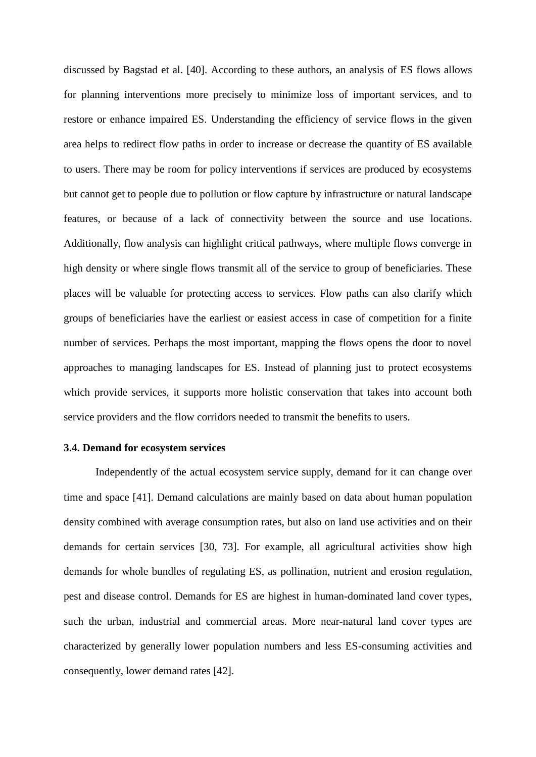discussed by Bagstad et al. [40]. According to these authors, an analysis of ES flows allows for planning interventions more precisely to minimize loss of important services, and to restore or enhance impaired ES. Understanding the efficiency of service flows in the given area helps to redirect flow paths in order to increase or decrease the quantity of ES available to users. There may be room for policy interventions if services are produced by ecosystems but cannot get to people due to pollution or flow capture by infrastructure or natural landscape features, or because of a lack of connectivity between the source and use locations. Additionally, flow analysis can highlight critical pathways, where multiple flows converge in high density or where single flows transmit all of the service to group of beneficiaries. These places will be valuable for protecting access to services. Flow paths can also clarify which groups of beneficiaries have the earliest or easiest access in case of competition for a finite number of services. Perhaps the most important, mapping the flows opens the door to novel approaches to managing landscapes for ES. Instead of planning just to protect ecosystems which provide services, it supports more holistic conservation that takes into account both service providers and the flow corridors needed to transmit the benefits to users.

### 3.4. Demand for ecosystem services

Independently of the actual ecosystem service supply, demand for it can change over time and space [41]. Demand calculations are mainly based on data about human population density combined with average consumption rates, but also on land use activities and on their demands for certain services [30, 73]. For example, all agricultural activities show high demands for whole bundles of regulating ES, as pollination, nutrient and erosion regulation, pest and disease control. Demands for ES are highest in human-dominated land cover types, such the urban, industrial and commercial areas. More near-natural land cover types are characterized by generally lower population numbers and less ES-consuming activities and consequently, lower demand rates [42].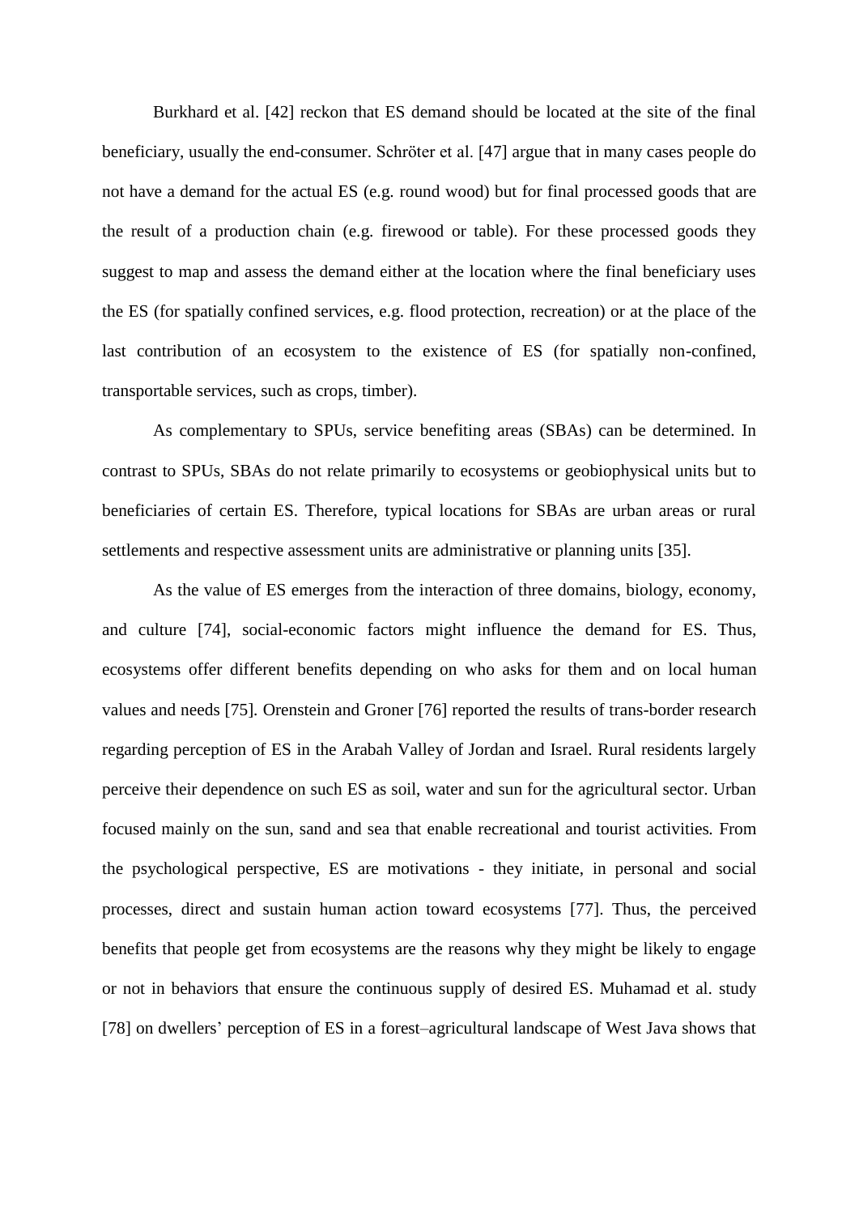Burkhard et al. [42] reckon that ES demand should be located at the site of the final beneficiary, usually the end-consumer. Schröter et al. [47] argue that in many cases people do not have a demand for the actual ES (e.g. round wood) but for final processed goods that are the result of a production chain (e.g. firewood or table). For these processed goods they suggest to map and assess the demand either at the location where the final beneficiary uses the ES (for spatially confined services, e.g. flood protection, recreation) or at the place of the last contribution of an ecosystem to the existence of ES (for spatially non-confined, transportable services, such as crops, timber).

As complementary to SPUs, service benefiting areas (SBAs) can be determined. In contrast to SPUs, SBAs do not relate primarily to ecosystems or geobiophysical units but to beneficiaries of certain ES. Therefore, typical locations for SBAs are urban areas or rural settlements and respective assessment units are administrative or planning units [35].

As the value of ES emerges from the interaction of three domains, biology, economy, and culture [74], social-economic factors might influence the demand for ES. Thus, ecosystems offer different benefits depending on who asks for them and on local human values and needs [75]. Orenstein and Groner [76] reported the results of trans-border research regarding perception of ES in the Arabah Valley of Jordan and Israel. Rural residents largely perceive their dependence on such ES as soil, water and sun for the agricultural sector. Urban focused mainly on the sun, sand and sea that enable recreational and tourist activities. From the psychological perspective, ES are motivations - they initiate, in personal and social processes, direct and sustain human action toward ecosystems [77]. Thus, the perceived benefits that people get from ecosystems are the reasons why they might be likely to engage or not in behaviors that ensure the continuous supply of desired ES. Muhamad et al. study [78] on dwellers' perception of ES in a forest–agricultural landscape of West Java shows that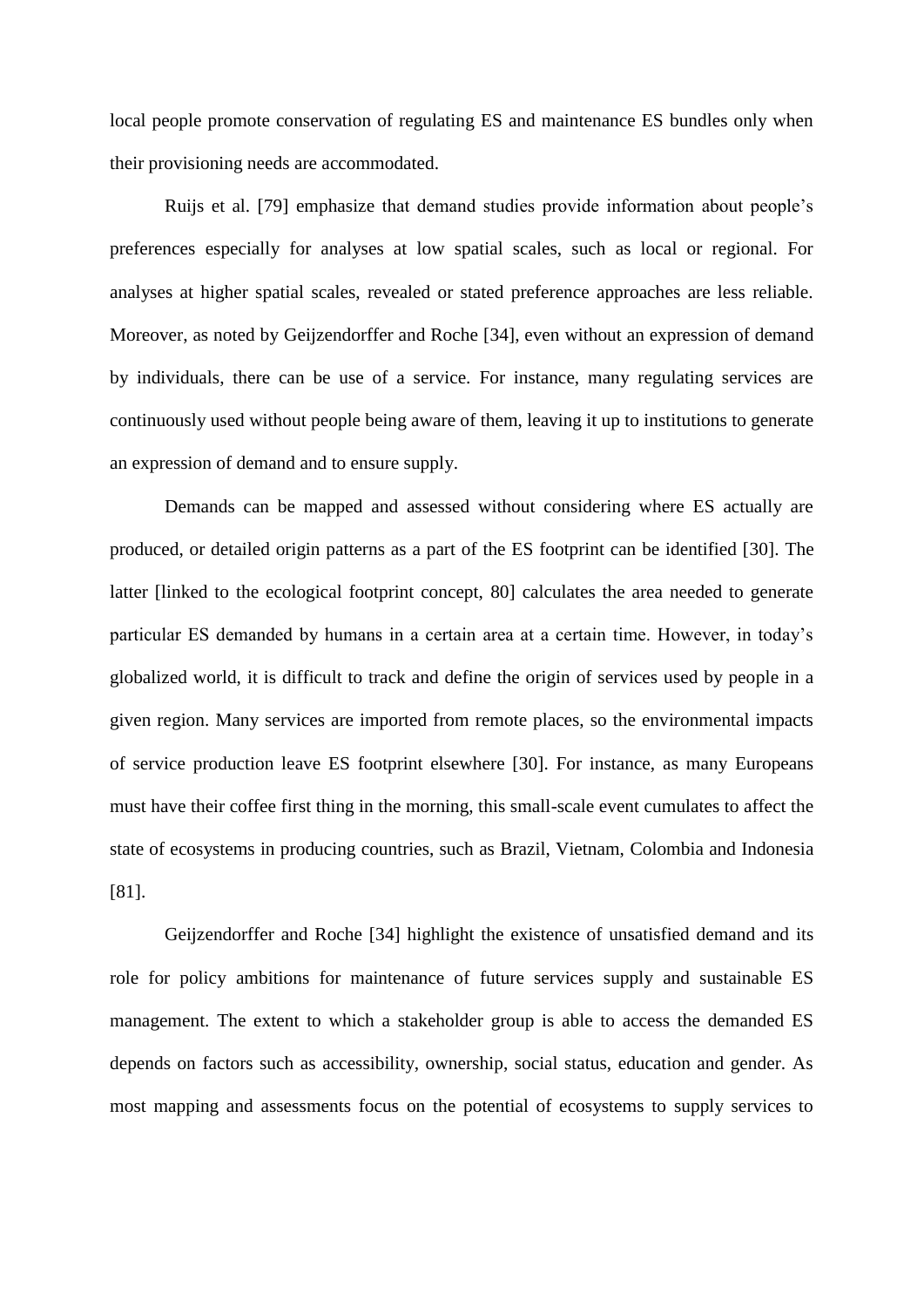local people promote conservation of regulating ES and maintenance ES bundles only when their provisioning needs are accommodated.

Ruijs et al. [79] emphasize that demand studies provide information about people's preferences especially for analyses at low spatial scales, such as local or regional. For analyses at higher spatial scales, revealed or stated preference approaches are less reliable. Moreover, as noted by Geijzendorffer and Roche [34], even without an expression of demand by individuals, there can be use of a service. For instance, many regulating services are continuously used without people being aware of them, leaving it up to institutions to generate an expression of demand and to ensure supply.

Demands can be mapped and assessed without considering where ES actually are produced, or detailed origin patterns as a part of the ES footprint can be identified [30]. The latter [linked to the ecological footprint concept, 80] calculates the area needed to generate particular ES demanded by humans in a certain area at a certain time. However, in today's globalized world, it is difficult to track and define the origin of services used by people in a given region. Many services are imported from remote places, so the environmental impacts of service production leave ES footprint elsewhere [30]. For instance, as many Europeans must have their coffee first thing in the morning, this small-scale event cumulates to affect the state of ecosystems in producing countries, such as Brazil, Vietnam, Colombia and Indonesia [81].

Geijzendorffer and Roche [34] highlight the existence of unsatisfied demand and its role for policy ambitions for maintenance of future services supply and sustainable ES management. The extent to which a stakeholder group is able to access the demanded ES depends on factors such as accessibility, ownership, social status, education and gender. As most mapping and assessments focus on the potential of ecosystems to supply services to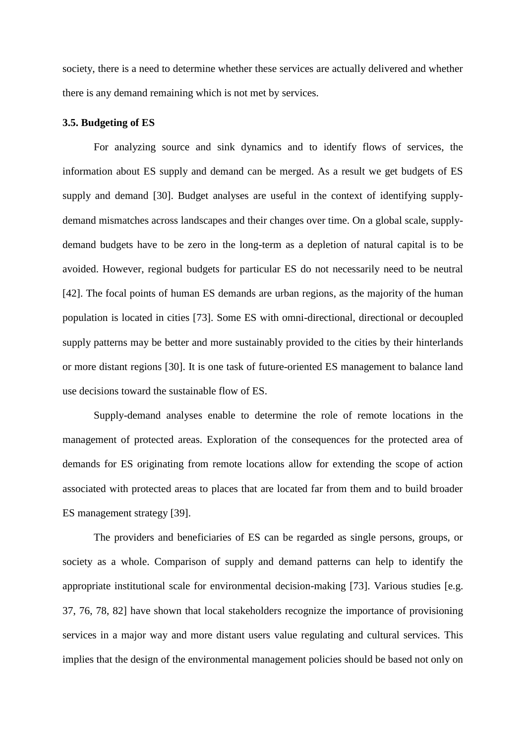society, there is a need to determine whether these services are actually delivered and whether there is any demand remaining which is not met by services.

### 3.5. Budgeting of ES

For analyzing source and sink dynamics and to identify flows of services, the information about ES supply and demand can be merged. As a result we get budgets of ES supply and demand [30]. Budget analyses are useful in the context of identifying supply-demand mismatches across landscapes and their changes over time. On a global scale, supply-demand budgets have to be zero in the long-term as a depletion of natural capital is to be avoided. However, regional budgets for particular ES do not necessarily need to be neutral [42]. The focal points of human ES demands are urban regions, as the majority of the human population is located in cities [73]. Some ES with omni-directional, directional or decoupled supply patterns may be better and more sustainably provided to the cities by their hinterlands or more distant regions [30]. It is one task of future-oriented ES management to balance land use decisions toward the sustainable flow of ES.

Supply-demand analyses enable to determine the role of remote locations in the management of protected areas. Exploration of the consequences for the protected area of demands for ES originating from remote locations allow for extending the scope of action associated with protected areas to places that are located far from them and to build broader ES management strategy [39].

The providers and beneficiaries of ES can be regarded as single persons, groups, or society as a whole. Comparison of supply and demand patterns can help to identify the appropriate institutional scale for environmental decision-making [73]. Various studies [e.g. 37, 76, 78, 82] have shown that local stakeholders recognize the importance of provisioning services in a major way and more distant users value regulating and cultural services. This implies that the design of the environmental management policies should be based not only on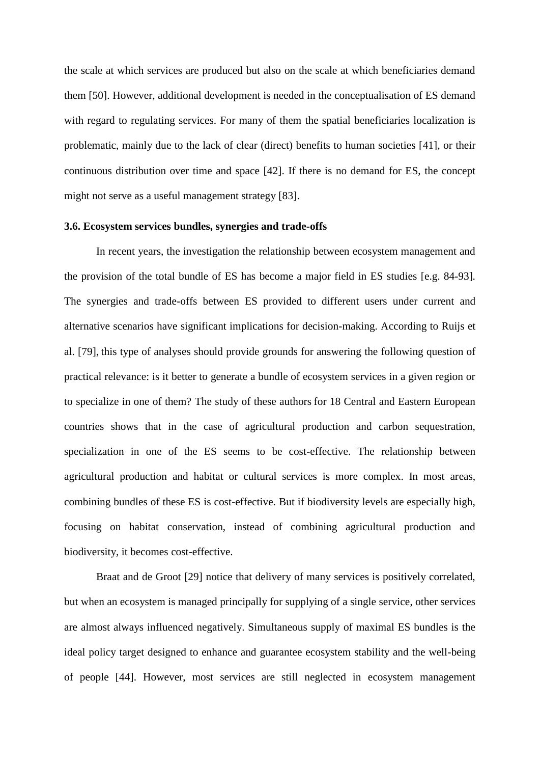the scale at which services are produced but also on the scale at which beneficiaries demand them [50]. However, additional development is needed in the conceptualisation of ES demand with regard to regulating services. For many of them the spatial beneficiaries localization is problematic, mainly due to the lack of clear (direct) benefits to human societies [41], or their continuous distribution over time and space [42]. If there is no demand for ES, the concept might not serve as a useful management strategy [83].

### 3.6. Ecosystem services bundles, synergies and trade-offs

In recent years, the investigation the relationship between ecosystem management and the provision of the total bundle of ES has become a major field in ES studies [e.g. 84-93]. The synergies and trade-offs between ES provided to different users under current and alternative scenarios have significant implications for decision-making. According to Ruijs et al. [79], this type of analyses should provide grounds for answering the following question of practical relevance: is it better to generate a bundle of ecosystem services in a given region or to specialize in one of them? The study of these authors for 18 Central and Eastern European countries shows that in the case of agricultural production and carbon sequestration, specialization in one of the ES seems to be cost-effective. The relationship between agricultural production and habitat or cultural services is more complex. In most areas, combining bundles of these ES is cost-effective. But if biodiversity levels are especially high, focusing on habitat conservation, instead of combining agricultural production and biodiversity, it becomes cost-effective.

Braat and de Groot [29] notice that delivery of many services is positively correlated, but when an ecosystem is managed principally for supplying of a single service, other services are almost always influenced negatively. Simultaneous supply of maximal ES bundles is the ideal policy target designed to enhance and guarantee ecosystem stability and the well-being of people [44]. However, most services are still neglected in ecosystem management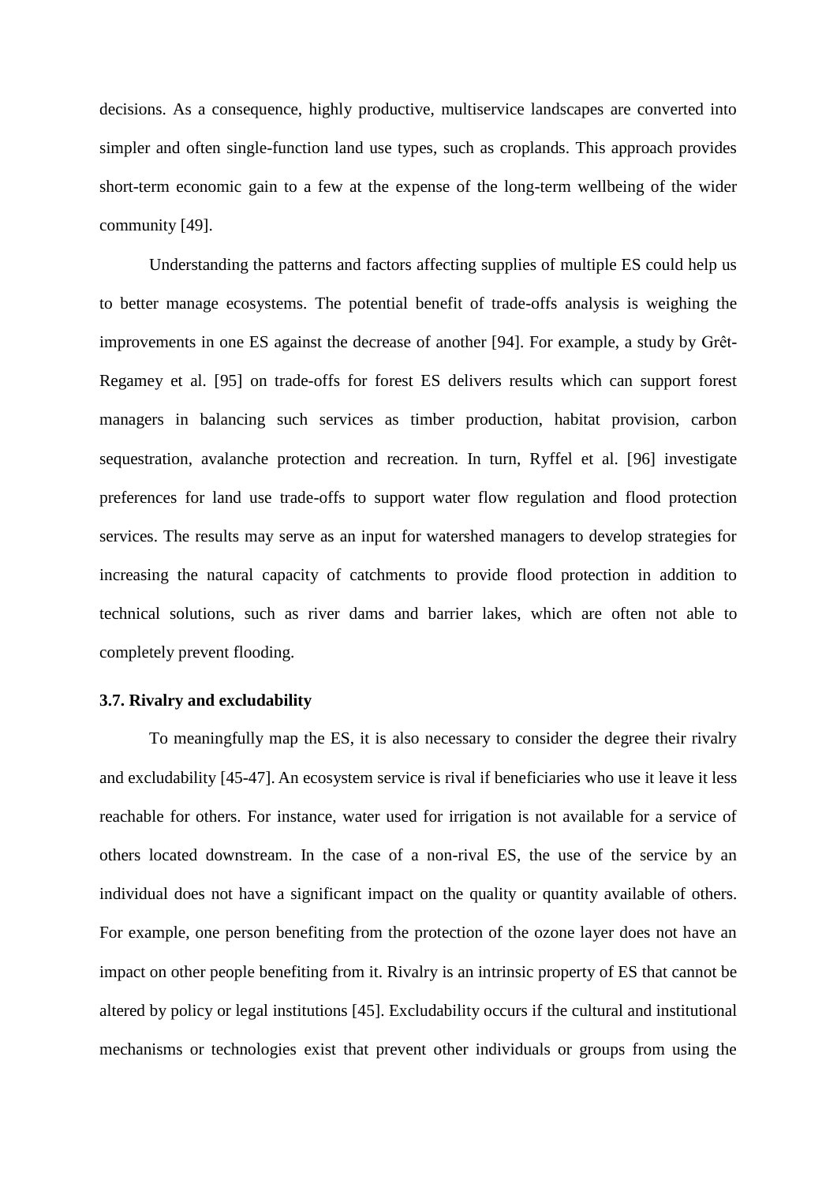decisions. As a consequence, highly productive, multiservice landscapes are converted into simpler and often single-function land use types, such as croplands. This approach provides short-term economic gain to a few at the expense of the long-term wellbeing of the wider community [49].

Understanding the patterns and factors affecting supplies of multiple ES could help us to better manage ecosystems. The potential benefit of trade-offs analysis is weighing the improvements in one ES against the decrease of another [94]. For example, a study by Grêt-Regamey et al. [95] on trade-offs for forest ES delivers results which can support forest managers in balancing such services as timber production, habitat provision, carbon sequestration, avalanche protection and recreation. In turn, Ryffel et al. [96] investigate preferences for land use trade-offs to support water flow regulation and flood protection services. The results may serve as an input for watershed managers to develop strategies for increasing the natural capacity of catchments to provide flood protection in addition to technical solutions, such as river dams and barrier lakes, which are often not able to completely prevent flooding.

### 3.7. Rivalry and excludability

To meaningfully map the ES, it is also necessary to consider the degree their rivalry and excludability [45-47]. An ecosystem service is rival if beneficiaries who use it leave it less reachable for others. For instance, water used for irrigation is not available for a service of others located downstream. In the case of a non-rival ES, the use of the service by an individual does not have a significant impact on the quality or quantity available of others. For example, one person benefiting from the protection of the ozone layer does not have an impact on other people benefiting from it. Rivalry is an intrinsic property of ES that cannot be altered by policy or legal institutions [45]. Excludability occurs if the cultural and institutional mechanisms or technologies exist that prevent other individuals or groups from using the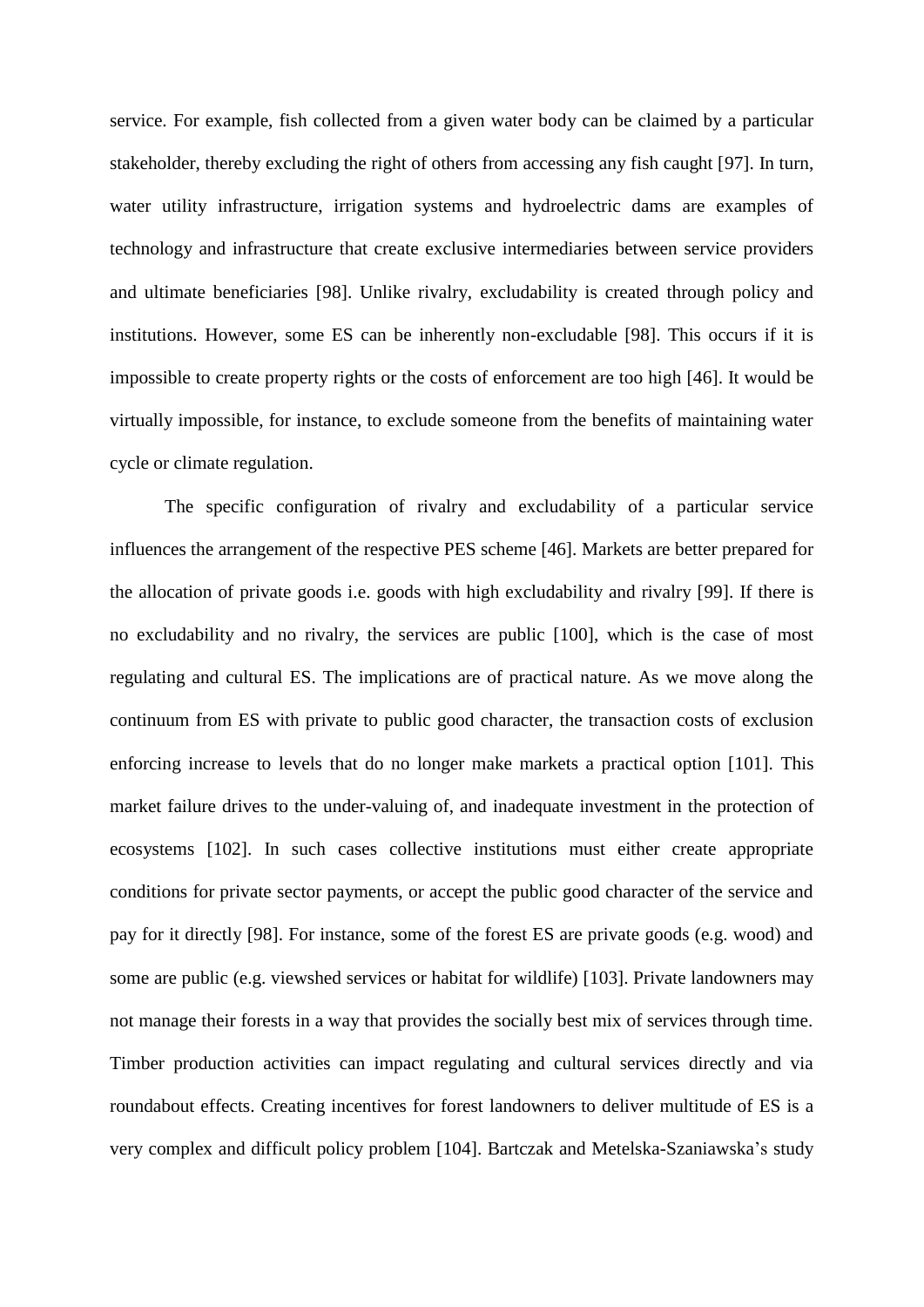service. For example, fish collected from a given water body can be claimed by a particular stakeholder, thereby excluding the right of others from accessing any fish caught [97]. In turn, water utility infrastructure, irrigation systems and hydroelectric dams are examples of technology and infrastructure that create exclusive intermediaries between service providers and ultimate beneficiaries [98]. Unlike rivalry, excludability is created through policy and institutions. However, some ES can be inherently non-excludable [98]. This occurs if it is impossible to create property rights or the costs of enforcement are too high [46]. It would be virtually impossible, for instance, to exclude someone from the benefits of maintaining water cycle or climate regulation.

The specific configuration of rivalry and excludability of a particular service influences the arrangement of the respective PES scheme [46]. Markets are better prepared for the allocation of private goods i.e. goods with high excludability and rivalry [99]. If there is no excludability and no rivalry, the services are public [100], which is the case of most regulating and cultural ES. The implications are of practical nature. As we move along the continuum from ES with private to public good character, the transaction costs of exclusion enforcing increase to levels that do no longer make markets a practical option [101]. This market failure drives to the under-valuing of, and inadequate investment in the protection of ecosystems [102]. In such cases collective institutions must either create appropriate conditions for private sector payments, or accept the public good character of the service and pay for it directly [98]. For instance, some of the forest ES are private goods (e.g. wood) and some are public (e.g. viewshed services or habitat for wildlife) [103]. Private landowners may not manage their forests in a way that provides the socially best mix of services through time. Timber production activities can impact regulating and cultural services directly and via roundabout effects. Creating incentives for forest landowners to deliver multitude of ES is a very complex and difficult policy problem [104]. Bartczak and Metelska-Szaniawska's study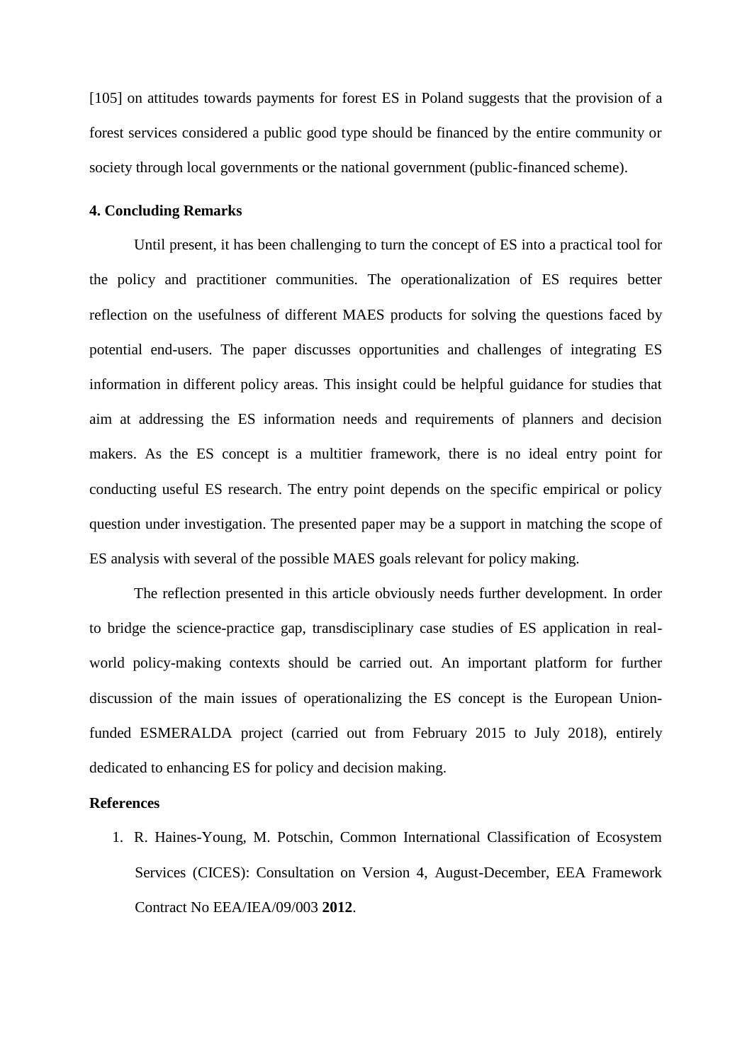[105] on attitudes towards payments for forest ES in Poland suggests that the provision of a forest services considered a public good type should be financed by the entire community or society through local governments or the national government (public-financed scheme).

## 4. Concluding Remarks

Until present, it has been challenging to turn the concept of ES into a practical tool for the policy and practitioner communities. The operationalization of ES requires better reflection on the usefulness of different MAES products for solving the questions faced by potential end-users. The paper discusses opportunities and challenges of integrating ES information in different policy areas. This insight could be helpful guidance for studies that aim at addressing the ES information needs and requirements of planners and decision makers. As the ES concept is a multitier framework, there is no ideal entry point for conducting useful ES research. The entry point depends on the specific empirical or policy question under investigation. The presented paper may be a support in matching the scope of ES analysis with several of the possible MAES goals relevant for policy making.

The reflection presented in this article obviously needs further development. In order to bridge the science-practice gap, transdisciplinary case studies of ES application in real-world policy-making contexts should be carried out. An important platform for further discussion of the main issues of operationalizing the ES concept is the European Union-funded ESMERALDA project (carried out from February 2015 to July 2018), entirely dedicated to enhancing ES for policy and decision making.

## References

1. R. Haines-Young, M. Potschin, Common International Classification of Ecosystem Services (CICES): Consultation on Version 4, August-December, EEA Framework Contract No EEA/IEA/09/003 **2012**.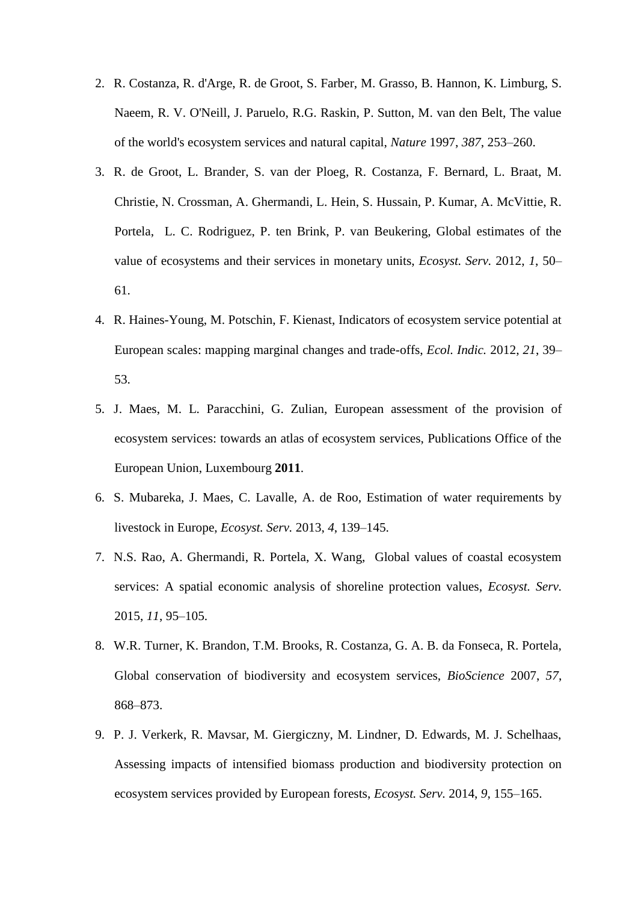2. R. Costanza, R. d'Arge, R. de Groot, S. Farber, M. Grasso, B. Hannon, K. Limburg, S. Naeem, R. V. O'Neill, J. Paruelo, R.G. Raskin, P. Sutton, M. van den Belt, The value of the world's ecosystem services and natural capital, *Nature* 1997, *387*, 253–260.
3. R. de Groot, L. Brander, S. van der Ploeg, R. Costanza, F. Bernard, L. Braat, M. Christie, N. Crossman, A. Ghermandi, L. Hein, S. Hussain, P. Kumar, A. McVittie, R. Portela, L. C. Rodriguez, P. ten Brink, P. van Beukering, Global estimates of the value of ecosystems and their services in monetary units, *Ecosyst. Serv.* 2012, *1*, 50–61.
4. R. Haines-Young, M. Potschin, F. Kienast, Indicators of ecosystem service potential at European scales: mapping marginal changes and trade-offs, *Ecol. Indic.* 2012, *21*, 39–53.
5. J. Maes, M. L. Paracchini, G. Zulian, European assessment of the provision of ecosystem services: towards an atlas of ecosystem services, Publications Office of the European Union, Luxembourg **2011**.
6. S. Mubareka, J. Maes, C. Lavalle, A. de Roo, Estimation of water requirements by livestock in Europe, *Ecosyst. Serv.* 2013, *4*, 139–145.
7. N.S. Rao, A. Ghermandi, R. Portela, X. Wang, Global values of coastal ecosystem services: A spatial economic analysis of shoreline protection values, *Ecosyst. Serv.* 2015, *11*, 95–105.
8. W.R. Turner, K. Brandon, T.M. Brooks, R. Costanza, G. A. B. da Fonseca, R. Portela, Global conservation of biodiversity and ecosystem services, *BioScience* 2007, *57*, 868–873.
9. P. J. Verkerk, R. Mavsar, M. Giergiczny, M. Lindner, D. Edwards, M. J. Schelhaas, Assessing impacts of intensified biomass production and biodiversity protection on ecosystem services provided by European forests, *Ecosyst. Serv.* 2014, *9*, 155–165.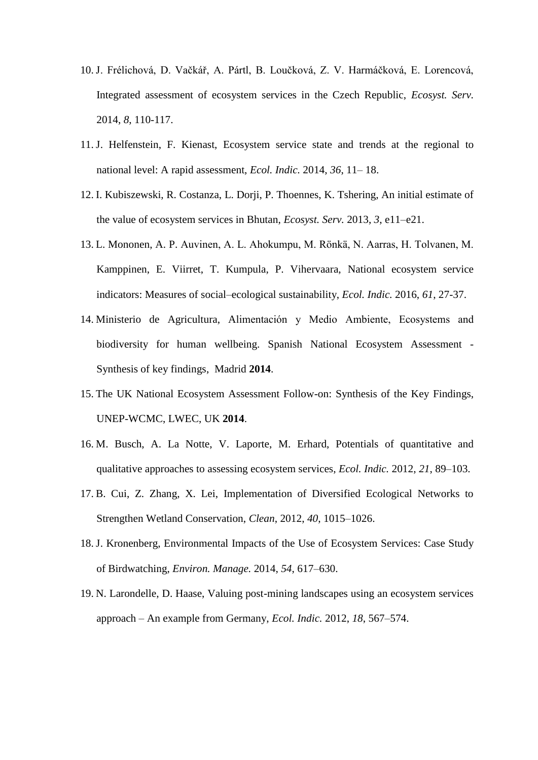10. J. Frélichová, D. Vačkář, A. Pártl, B. Loučková, Z. V. Harmáčková, E. Lorencová, Integrated assessment of ecosystem services in the Czech Republic, *Ecosyst. Serv.* 2014, *8*, 110-117.
11. J. Helfenstein, F. Kienast, Ecosystem service state and trends at the regional to national level: A rapid assessment, *Ecol. Indic.* 2014, *36*, 11– 18.
12. I. Kubiszewski, R. Costanza, L. Dorji, P. Thoennes, K. Tshering, An initial estimate of the value of ecosystem services in Bhutan, *Ecosyst. Serv.* 2013, *3*, e11–e21.
13. L. Mononen, A. P. Auvinen, A. L. Ahokumpu, M. Rönkä, N. Aarras, H. Tolvanen, M. Kamppinen, E. Viirret, T. Kumpula, P. Vihervaara, National ecosystem service indicators: Measures of social–ecological sustainability, *Ecol. Indic.* 2016, *61*, 27-37.
14. Ministerio de Agricultura, Alimentación y Medio Ambiente, Ecosystems and biodiversity for human wellbeing. Spanish National Ecosystem Assessment - Synthesis of key findings, Madrid **2014**.
15. The UK National Ecosystem Assessment Follow-on: Synthesis of the Key Findings, UNEP-WCMC, LWEC, UK **2014**.
16. M. Busch, A. La Notte, V. Laporte, M. Erhard, Potentials of quantitative and qualitative approaches to assessing ecosystem services, *Ecol. Indic.* 2012, *21*, 89–103.
17. B. Cui, Z. Zhang, X. Lei, Implementation of Diversified Ecological Networks to Strengthen Wetland Conservation, *Clean*, 2012, *40*, 1015–1026.
18. J. Kronenberg, Environmental Impacts of the Use of Ecosystem Services: Case Study of Birdwatching, *Environ. Manage.* 2014, *54*, 617–630.
19. N. Larondelle, D. Haase, Valuing post-mining landscapes using an ecosystem services approach – An example from Germany, *Ecol. Indic.* 2012, *18*, 567–574.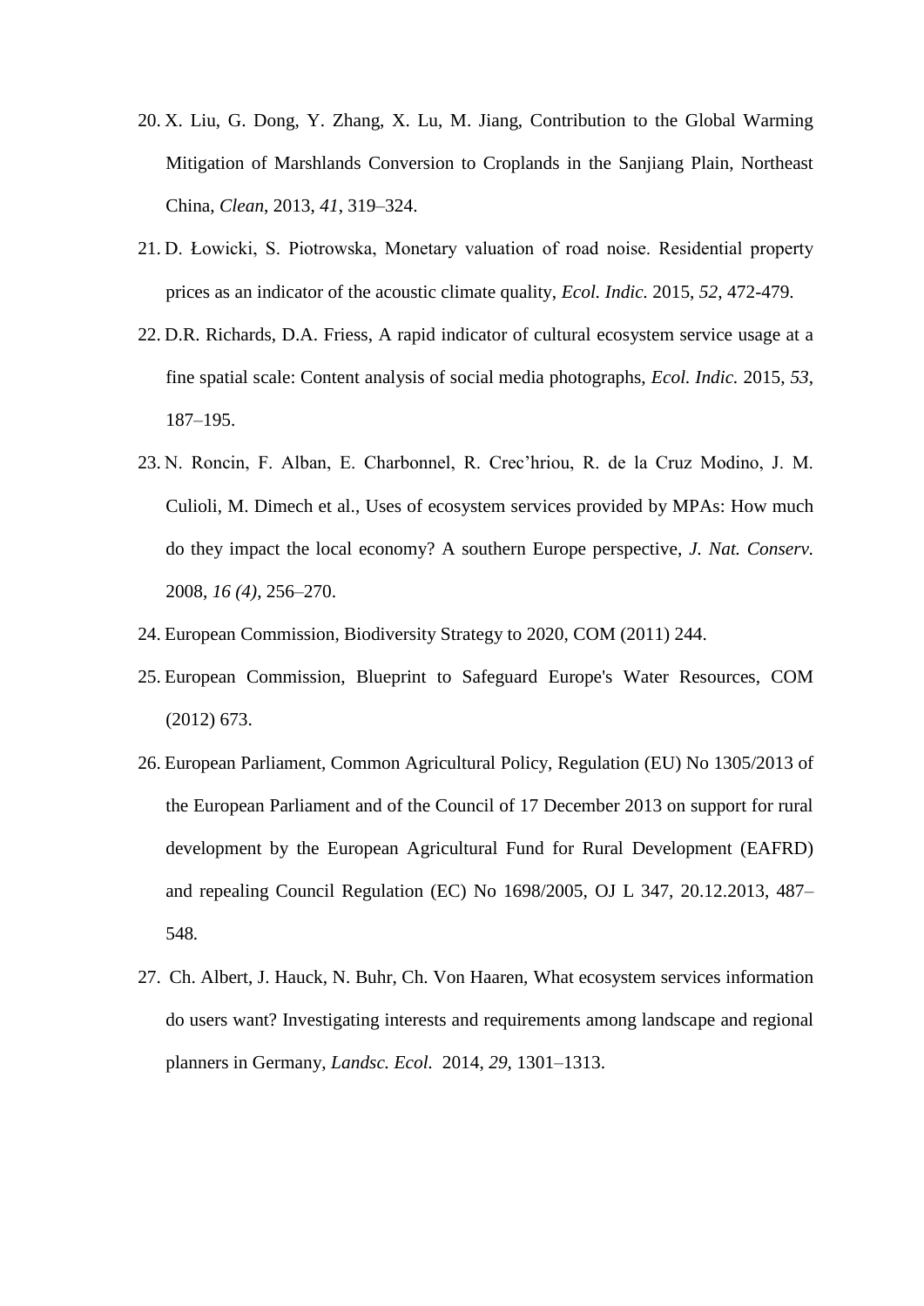20. X. Liu, G. Dong, Y. Zhang, X. Lu, M. Jiang, Contribution to the Global Warming Mitigation of Marshlands Conversion to Croplands in the Sanjiang Plain, Northeast China, *Clean*, 2013, *41*, 319–324.
21. D. Łowicki, S. Piotrowska, Monetary valuation of road noise. Residential property prices as an indicator of the acoustic climate quality, *Ecol. Indic.* 2015, *52*, 472-479.
22. D.R. Richards, D.A. Friess, A rapid indicator of cultural ecosystem service usage at a fine spatial scale: Content analysis of social media photographs, *Ecol. Indic.* 2015, *53*, 187–195.
23. N. Roncin, F. Alban, E. Charbonnel, R. Crec'hriou, R. de la Cruz Modino, J. M. Culioli, M. Dimech et al., Uses of ecosystem services provided by MPAs: How much do they impact the local economy? A southern Europe perspective, *J. Nat. Conserv.* 2008, *16 (4)*, 256–270.
24. European Commission, Biodiversity Strategy to 2020, COM (2011) 244.
25. European Commission, Blueprint to Safeguard Europe's Water Resources, COM (2012) 673.
26. European Parliament, Common Agricultural Policy, Regulation (EU) No 1305/2013 of the European Parliament and of the Council of 17 December 2013 on support for rural development by the European Agricultural Fund for Rural Development (EAFRD) and repealing Council Regulation (EC) No 1698/2005, OJ L 347, 20.12.2013, 487–548.
27. Ch. Albert, J. Hauck, N. Buhr, Ch. Von Haaren, What ecosystem services information do users want? Investigating interests and requirements among landscape and regional planners in Germany, *Landsc. Ecol.* 2014, *29*, 1301–1313.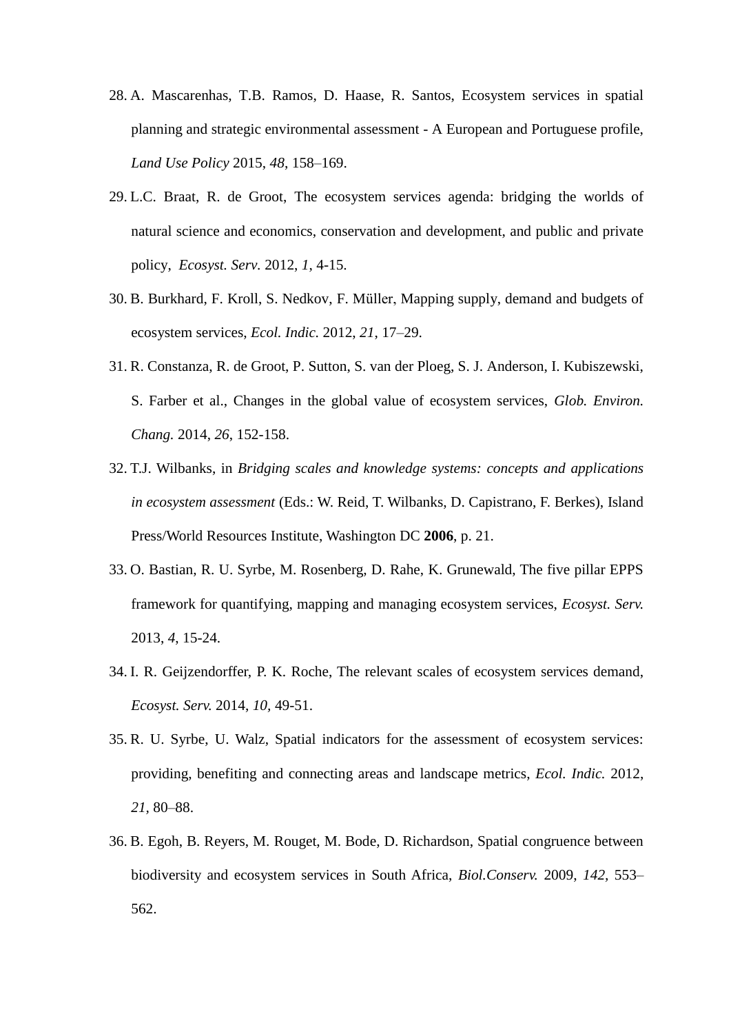28. A. Mascarenhas, T.B. Ramos, D. Haase, R. Santos, Ecosystem services in spatial planning and strategic environmental assessment - A European and Portuguese profile, *Land Use Policy* 2015, *48*, 158–169.
29. L.C. Braat, R. de Groot, The ecosystem services agenda: bridging the worlds of natural science and economics, conservation and development, and public and private policy, *Ecosyst. Serv.* 2012, *1*, 4-15.
30. B. Burkhard, F. Kroll, S. Nedkov, F. Müller, Mapping supply, demand and budgets of ecosystem services, *Ecol. Indic.* 2012, *21*, 17–29.
31. R. Constanza, R. de Groot, P. Sutton, S. van der Ploeg, S. J. Anderson, I. Kubiszewski, S. Farber et al., Changes in the global value of ecosystem services, *Glob. Environ. Chang.* 2014, *26*, 152-158.
32. T.J. Wilbanks, in *Bridging scales and knowledge systems: concepts and applications in ecosystem assessment* (Eds.: W. Reid, T. Wilbanks, D. Capistrano, F. Berkes), Island Press/World Resources Institute, Washington DC **2006**, p. 21.
33. O. Bastian, R. U. Syrbe, M. Rosenberg, D. Rahe, K. Grunewald, The five pillar EPPS framework for quantifying, mapping and managing ecosystem services, *Ecosyst. Serv.* 2013, *4*, 15-24.
34. I. R. Geijzendorffer, P. K. Roche, The relevant scales of ecosystem services demand, *Ecosyst. Serv.* 2014, *10*, 49-51.
35. R. U. Syrbe, U. Walz, Spatial indicators for the assessment of ecosystem services: providing, benefiting and connecting areas and landscape metrics, *Ecol. Indic.* 2012, *21*, 80–88.
36. B. Egoh, B. Reyers, M. Rouget, M. Bode, D. Richardson, Spatial congruence between biodiversity and ecosystem services in South Africa, *Biol.Conserv.* 2009, *142*, 553–562.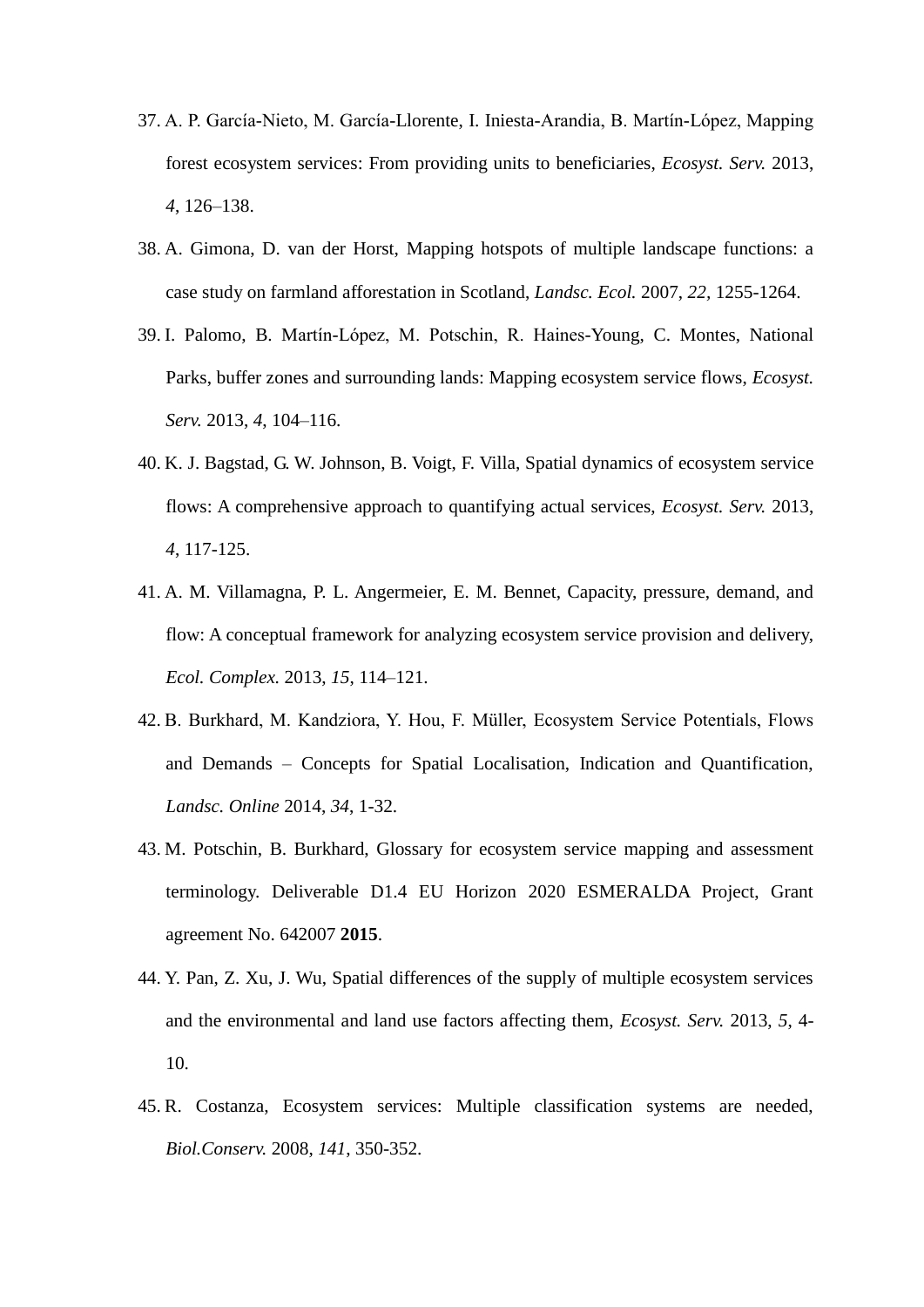37. A. P. García-Nieto, M. García-Llorente, I. Iniesta-Arandia, B. Martín-López, Mapping forest ecosystem services: From providing units to beneficiaries, *Ecosyst. Serv.* 2013, *4*, 126–138.
38. A. Gimona, D. van der Horst, Mapping hotspots of multiple landscape functions: a case study on farmland afforestation in Scotland, *Landsc. Ecol.* 2007, *22,* 1255-1264.
39. I. Palomo, B. Martín-López, M. Potschin, R. Haines-Young, C. Montes, National Parks, buffer zones and surrounding lands: Mapping ecosystem service flows, *Ecosyst. Serv.* 2013, *4*, 104–116.
40. K. J. Bagstad, G. W. Johnson, B. Voigt, F. Villa, Spatial dynamics of ecosystem service flows: A comprehensive approach to quantifying actual services, *Ecosyst. Serv.* 2013, *4*, 117-125.
41. A. M. Villamagna, P. L. Angermeier, E. M. Bennet, Capacity, pressure, demand, and flow: A conceptual framework for analyzing ecosystem service provision and delivery, *Ecol. Complex.* 2013, *15*, 114–121.
42. B. Burkhard, M. Kandziora, Y. Hou, F. Müller, Ecosystem Service Potentials, Flows and Demands – Concepts for Spatial Localisation, Indication and Quantification, *Landsc. Online* 2014, *34*, 1-32.
43. M. Potschin, B. Burkhard, Glossary for ecosystem service mapping and assessment terminology. Deliverable D1.4 EU Horizon 2020 ESMERALDA Project, Grant agreement No. 642007 **2015**.
44. Y. Pan, Z. Xu, J. Wu, Spatial differences of the supply of multiple ecosystem services and the environmental and land use factors affecting them, *Ecosyst. Serv.* 2013, *5*, 4-10.
45. R. Costanza, Ecosystem services: Multiple classification systems are needed, *Biol.Conserv.* 2008, *141*, 350-352.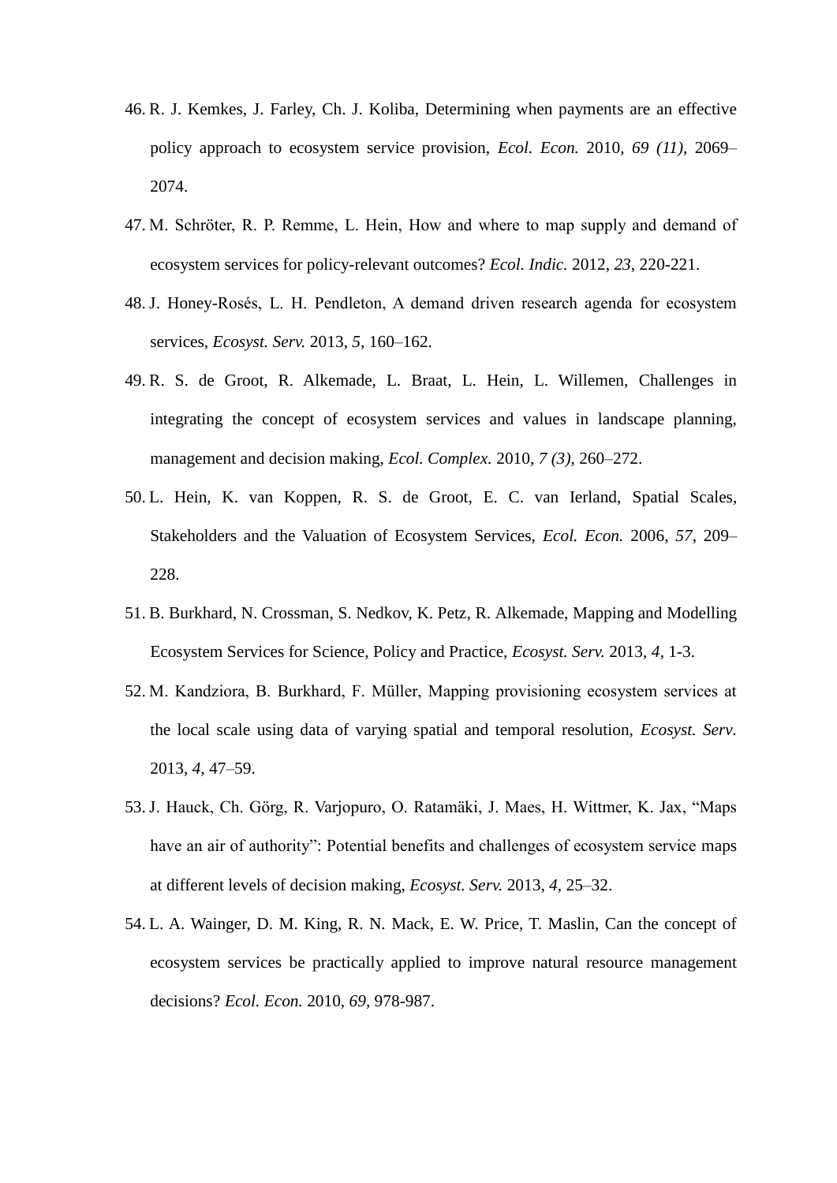46. R. J. Kemkes, J. Farley, Ch. J. Koliba, Determining when payments are an effective policy approach to ecosystem service provision, *Ecol. Econ.* 2010, *69 (11)*, 2069–2074.
47. M. Schröter, R. P. Remme, L. Hein, How and where to map supply and demand of ecosystem services for policy-relevant outcomes? *Ecol. Indic.* 2012, *23*, 220-221.
48. J. Honey-Rosés, L. H. Pendleton, A demand driven research agenda for ecosystem services, *Ecosyst. Serv.* 2013, *5*, 160–162.
49. R. S. de Groot, R. Alkemade, L. Braat, L. Hein, L. Willemen, Challenges in integrating the concept of ecosystem services and values in landscape planning, management and decision making, *Ecol. Complex.* 2010, *7 (3)*, 260–272.
50. L. Hein, K. van Koppen, R. S. de Groot, E. C. van Ierland, Spatial Scales, Stakeholders and the Valuation of Ecosystem Services, *Ecol. Econ.* 2006, *57*, 209–228.
51. B. Burkhard, N. Crossman, S. Nedkov, K. Petz, R. Alkemade, Mapping and Modelling Ecosystem Services for Science, Policy and Practice, *Ecosyst. Serv.* 2013, *4*, 1-3.
52. M. Kandziora, B. Burkhard, F. Müller, Mapping provisioning ecosystem services at the local scale using data of varying spatial and temporal resolution, *Ecosyst. Serv.* 2013, *4*, 47–59.
53. J. Hauck, Ch. Görg, R. Varjopuro, O. Ratamäki, J. Maes, H. Wittmer, K. Jax, "Maps have an air of authority": Potential benefits and challenges of ecosystem service maps at different levels of decision making, *Ecosyst. Serv.* 2013, *4*, 25–32.
54. L. A. Wainger, D. M. King, R. N. Mack, E. W. Price, T. Maslin, Can the concept of ecosystem services be practically applied to improve natural resource management decisions? *Ecol. Econ.* 2010, *69*, 978-987.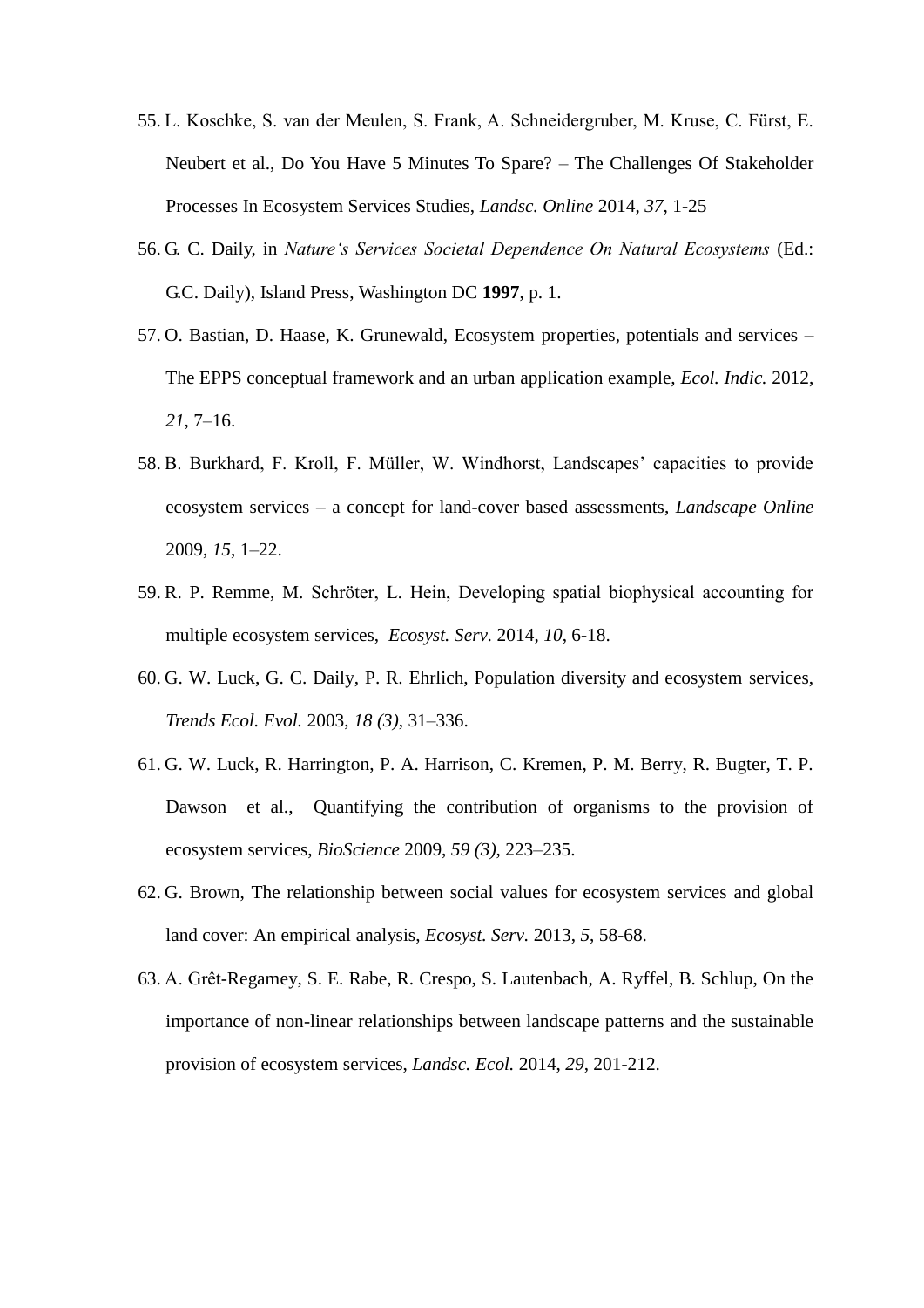55. L. Koschke, S. van der Meulen, S. Frank, A. Schneidergruber, M. Kruse, C. Fürst, E. Neubert et al., Do You Have 5 Minutes To Spare? – The Challenges Of Stakeholder Processes In Ecosystem Services Studies, *Landsc. Online* 2014, *37*, 1-25

56. G. C. Daily, in *Nature's Services Societal Dependence On Natural Ecosystems* (Ed.: G.C. Daily), Island Press, Washington DC **1997**, p. 1.

57. O. Bastian, D. Haase, K. Grunewald, Ecosystem properties, potentials and services – The EPPS conceptual framework and an urban application example, *Ecol. Indic.* 2012, *21*, 7–16.

58. B. Burkhard, F. Kroll, F. Müller, W. Windhorst, Landscapes' capacities to provide ecosystem services – a concept for land-cover based assessments, *Landscape Online* 2009, *15*, 1–22.

59. R. P. Remme, M. Schröter, L. Hein, Developing spatial biophysical accounting for multiple ecosystem services, *Ecosyst. Serv.* 2014, *10*, 6-18.

60. G. W. Luck, G. C. Daily, P. R. Ehrlich, Population diversity and ecosystem services, *Trends Ecol. Evol.* 2003, *18 (3)*, 31–336.

61. G. W. Luck, R. Harrington, P. A. Harrison, C. Kremen, P. M. Berry, R. Bugter, T. P. Dawson et al., Quantifying the contribution of organisms to the provision of ecosystem services, *BioScience* 2009, *59 (3)*, 223–235.

62. G. Brown, The relationship between social values for ecosystem services and global land cover: An empirical analysis, *Ecosyst. Serv.* 2013, *5*, 58-68.

63. A. Grêt-Regamey, S. E. Rabe, R. Crespo, S. Lautenbach, A. Ryffel, B. Schlup, On the importance of non-linear relationships between landscape patterns and the sustainable provision of ecosystem services, *Landsc. Ecol.* 2014, *29*, 201-212.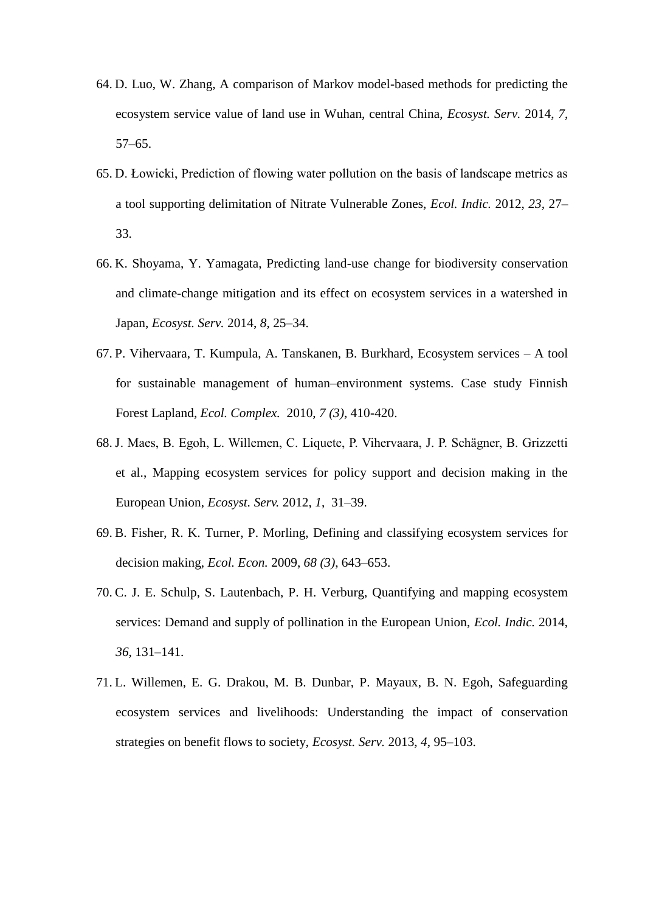64. D. Luo, W. Zhang, A comparison of Markov model-based methods for predicting the ecosystem service value of land use in Wuhan, central China, *Ecosyst. Serv.* 2014, *7*, 57–65.

65. D. Łowicki, Prediction of flowing water pollution on the basis of landscape metrics as a tool supporting delimitation of Nitrate Vulnerable Zones, *Ecol. Indic.* 2012, *23*, 27–33.

66. K. Shoyama, Y. Yamagata, Predicting land-use change for biodiversity conservation and climate-change mitigation and its effect on ecosystem services in a watershed in Japan, *Ecosyst. Serv.* 2014, *8*, 25–34.

67. P. Vihervaara, T. Kumpula, A. Tanskanen, B. Burkhard, Ecosystem services – A tool for sustainable management of human–environment systems. Case study Finnish Forest Lapland, *Ecol. Complex.* 2010, *7 (3)*, 410-420.

68. J. Maes, B. Egoh, L. Willemen, C. Liquete, P. Vihervaara, J. P. Schägner, B. Grizzetti et al., Mapping ecosystem services for policy support and decision making in the European Union, *Ecosyst. Serv.* 2012, *1*, 31–39.

69. B. Fisher, R. K. Turner, P. Morling, Defining and classifying ecosystem services for decision making, *Ecol. Econ.* 2009, *68 (3)*, 643–653.

70. C. J. E. Schulp, S. Lautenbach, P. H. Verburg, Quantifying and mapping ecosystem services: Demand and supply of pollination in the European Union, *Ecol. Indic.* 2014, *36*, 131–141.

71. L. Willemen, E. G. Drakou, M. B. Dunbar, P. Mayaux, B. N. Egoh, Safeguarding ecosystem services and livelihoods: Understanding the impact of conservation strategies on benefit flows to society, *Ecosyst. Serv.* 2013, *4*, 95–103.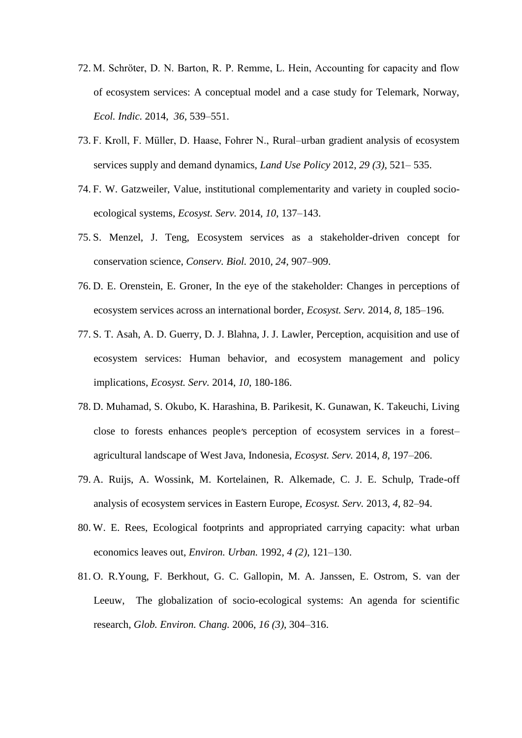72. M. Schröter, D. N. Barton, R. P. Remme, L. Hein, Accounting for capacity and flow of ecosystem services: A conceptual model and a case study for Telemark, Norway, *Ecol. Indic.* 2014, *36*, 539–551.
73. F. Kroll, F. Müller, D. Haase, Fohrer N., Rural–urban gradient analysis of ecosystem services supply and demand dynamics, *Land Use Policy* 2012, *29 (3)*, 521– 535.
74. F. W. Gatzweiler, Value, institutional complementarity and variety in coupled socio-ecological systems, *Ecosyst. Serv.* 2014, *10*, 137–143.
75. S. Menzel, J. Teng, Ecosystem services as a stakeholder-driven concept for conservation science, *Conserv. Biol.* 2010, *24*, 907–909.
76. D. E. Orenstein, E. Groner, In the eye of the stakeholder: Changes in perceptions of ecosystem services across an international border, *Ecosyst. Serv.* 2014, *8*, 185–196.
77. S. T. Asah, A. D. Guerry, D. J. Blahna, J. J. Lawler, Perception, acquisition and use of ecosystem services: Human behavior, and ecosystem management and policy implications, *Ecosyst. Serv.* 2014, *10*, 180-186.
78. D. Muhamad, S. Okubo, K. Harashina, B. Parikesit, K. Gunawan, K. Takeuchi, Living close to forests enhances people′s perception of ecosystem services in a forest–agricultural landscape of West Java, Indonesia, *Ecosyst. Serv.* 2014, *8*, 197–206.
79. A. Ruijs, A. Wossink, M. Kortelainen, R. Alkemade, C. J. E. Schulp, Trade-off analysis of ecosystem services in Eastern Europe, *Ecosyst. Serv.* 2013, *4*, 82–94.
80. W. E. Rees, Ecological footprints and appropriated carrying capacity: what urban economics leaves out, *Environ. Urban.* 1992, *4 (2)*, 121–130.
81. O. R.Young, F. Berkhout, G. C. Gallopin, M. A. Janssen, E. Ostrom, S. van der Leeuw, The globalization of socio-ecological systems: An agenda for scientific research, *Glob. Environ. Chang.* 2006, *16 (3)*, 304–316.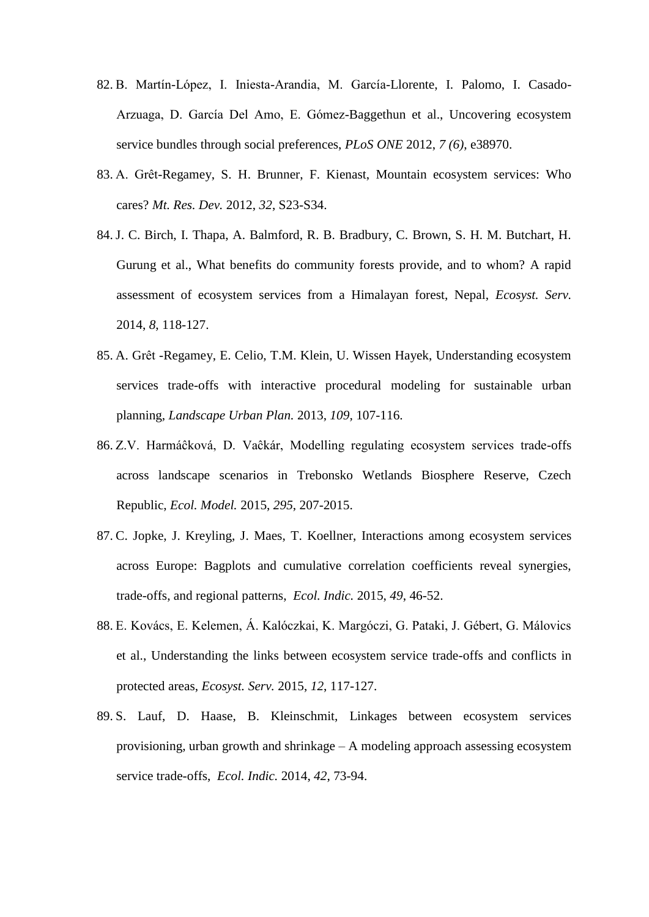82. B. Martín-López, I. Iniesta-Arandia, M. García-Llorente, I. Palomo, I. Casado-Arzuaga, D. García Del Amo, E. Gómez-Baggethun et al., Uncovering ecosystem service bundles through social preferences, *PLoS ONE* 2012, *7 (6)*, e38970.
83. A. Grêt-Regamey, S. H. Brunner, F. Kienast, Mountain ecosystem services: Who cares? *Mt. Res. Dev.* 2012, *32*, S23-S34.
84. J. C. Birch, I. Thapa, A. Balmford, R. B. Bradbury, C. Brown, S. H. M. Butchart, H. Gurung et al., What benefits do community forests provide, and to whom? A rapid assessment of ecosystem services from a Himalayan forest, Nepal, *Ecosyst. Serv.* 2014, *8*, 118-127.
85. A. Grêt -Regamey, E. Celio, T.M. Klein, U. Wissen Hayek, Understanding ecosystem services trade-offs with interactive procedural modeling for sustainable urban planning, *Landscape Urban Plan.* 2013, *109*, 107-116.
86. Z.V. Harmáĉková, D. Vaĉkár, Modelling regulating ecosystem services trade-offs across landscape scenarios in Trebonsko Wetlands Biosphere Reserve, Czech Republic, *Ecol. Model.* 2015, *295*, 207-2015.
87. C. Jopke, J. Kreyling, J. Maes, T. Koellner, Interactions among ecosystem services across Europe: Bagplots and cumulative correlation coefficients reveal synergies, trade-offs, and regional patterns, *Ecol. Indic.* 2015, *49*, 46-52.
88. E. Kovács, E. Kelemen, Á. Kalóczkai, K. Margóczi, G. Pataki, J. Gébert, G. Málovics et al., Understanding the links between ecosystem service trade-offs and conflicts in protected areas, *Ecosyst. Serv.* 2015, *12*, 117-127.
89. S. Lauf, D. Haase, B. Kleinschmit, Linkages between ecosystem services provisioning, urban growth and shrinkage – A modeling approach assessing ecosystem service trade-offs, *Ecol. Indic.* 2014, *42*, 73-94.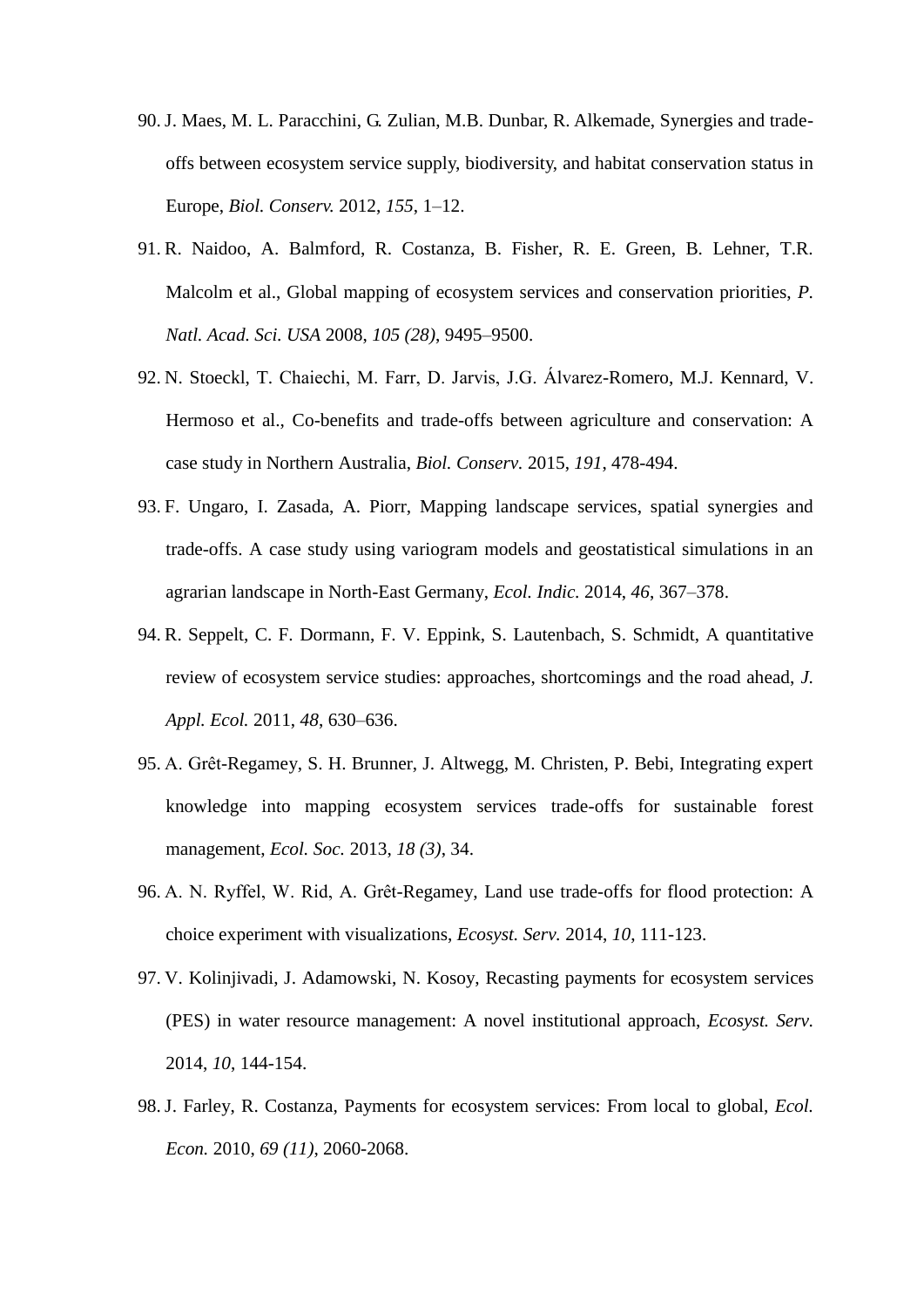90. J. Maes, M. L. Paracchini, G. Zulian, M.B. Dunbar, R. Alkemade, Synergies and trade-offs between ecosystem service supply, biodiversity, and habitat conservation status in Europe, *Biol. Conserv.* 2012, *155*, 1–12.
91. R. Naidoo, A. Balmford, R. Costanza, B. Fisher, R. E. Green, B. Lehner, T.R. Malcolm et al., Global mapping of ecosystem services and conservation priorities, *P. Natl. Acad. Sci. USA* 2008, *105 (28)*, 9495–9500.
92. N. Stoeckl, T. Chaiechi, M. Farr, D. Jarvis, J.G. Álvarez-Romero, M.J. Kennard, V. Hermoso et al., Co-benefits and trade-offs between agriculture and conservation: A case study in Northern Australia, *Biol. Conserv.* 2015, *191*, 478-494.
93. F. Ungaro, I. Zasada, A. Piorr, Mapping landscape services, spatial synergies and trade-offs. A case study using variogram models and geostatistical simulations in an agrarian landscape in North-East Germany, *Ecol. Indic.* 2014, *46*, 367–378.
94. R. Seppelt, C. F. Dormann, F. V. Eppink, S. Lautenbach, S. Schmidt, A quantitative review of ecosystem service studies: approaches, shortcomings and the road ahead, *J. Appl. Ecol.* 2011, *48*, 630–636.
95. A. Grêt-Regamey, S. H. Brunner, J. Altwegg, M. Christen, P. Bebi, Integrating expert knowledge into mapping ecosystem services trade-offs for sustainable forest management, *Ecol. Soc.* 2013, *18 (3)*, 34.
96. A. N. Ryffel, W. Rid, A. Grêt-Regamey, Land use trade-offs for flood protection: A choice experiment with visualizations, *Ecosyst. Serv.* 2014, *10*, 111-123.
97. V. Kolinjivadi, J. Adamowski, N. Kosoy, Recasting payments for ecosystem services (PES) in water resource management: A novel institutional approach, *Ecosyst. Serv.* 2014, *10*, 144-154.
98. J. Farley, R. Costanza, Payments for ecosystem services: From local to global, *Ecol. Econ.* 2010, *69 (11)*, 2060-2068.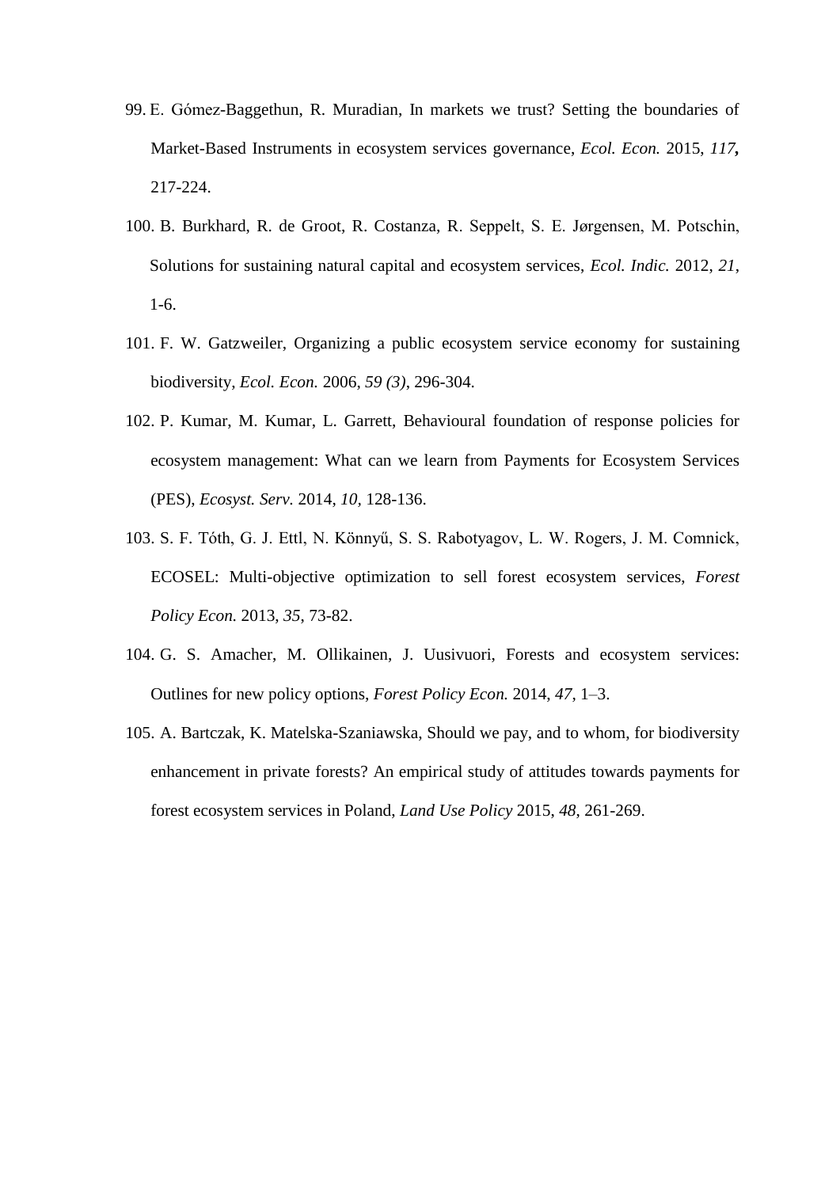99. E. Gómez-Baggethun, R. Muradian, In markets we trust? Setting the boundaries of Market-Based Instruments in ecosystem services governance, *Ecol. Econ.* 2015, ***117***, 217-224.
100. B. Burkhard, R. de Groot, R. Costanza, R. Seppelt, S. E. Jørgensen, M. Potschin, Solutions for sustaining natural capital and ecosystem services, *Ecol. Indic.* 2012, *21*, 1-6.
101. F. W. Gatzweiler, Organizing a public ecosystem service economy for sustaining biodiversity, *Ecol. Econ.* 2006, *59 (3)*, 296-304.
102. P. Kumar, M. Kumar, L. Garrett, Behavioural foundation of response policies for ecosystem management: What can we learn from Payments for Ecosystem Services (PES), *Ecosyst. Serv.* 2014, *10*, 128-136.
103. S. F. Tóth, G. J. Ettl, N. Könnyű, S. S. Rabotyagov, L. W. Rogers, J. M. Comnick, ECOSEL: Multi-objective optimization to sell forest ecosystem services, *Forest Policy Econ.* 2013, *35*, 73-82.
104. G. S. Amacher, M. Ollikainen, J. Uusivuori, Forests and ecosystem services: Outlines for new policy options, *Forest Policy Econ.* 2014, *47*, 1–3.
105. A. Bartczak, K. Matelska-Szaniawska, Should we pay, and to whom, for biodiversity enhancement in private forests? An empirical study of attitudes towards payments for forest ecosystem services in Poland, *Land Use Policy* 2015, *48*, 261-269.